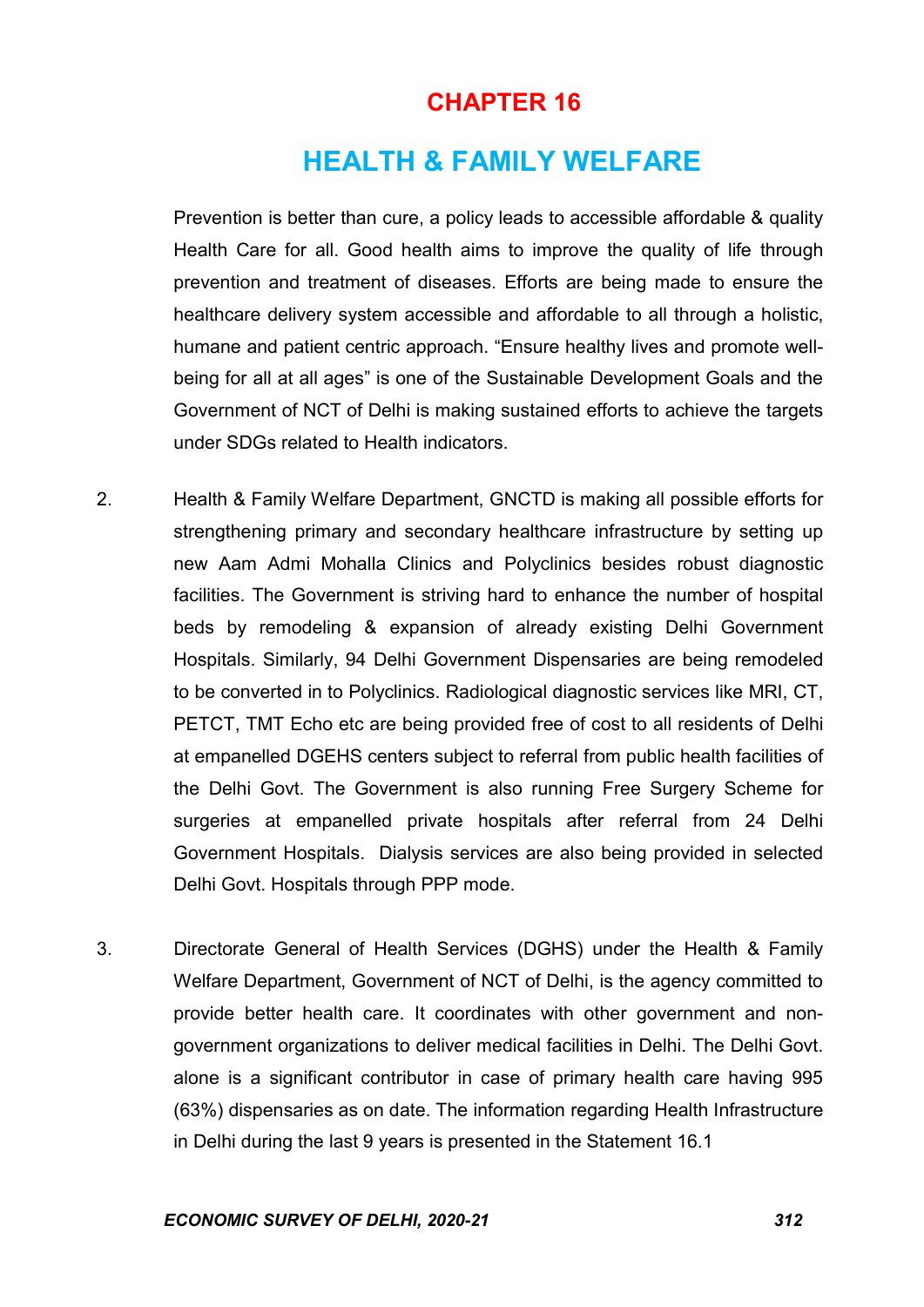# CHAPTER 16

# HEALTH & FAMILY WELFARE

Prevention is better than cure, a policy leads to accessible affordable & quality Health Care for all. Good health aims to improve the quality of life through prevention and treatment of diseases. Efforts are being made to ensure the healthcare delivery system accessible and affordable to all through a holistic, humane and patient centric approach. "Ensure healthy lives and promote well-being for all at all ages" is one of the Sustainable Development Goals and the Government of NCT of Delhi is making sustained efforts to achieve the targets under SDGs related to Health indicators.

2. Health & Family Welfare Department, GNCTD is making all possible efforts for strengthening primary and secondary healthcare infrastructure by setting up new Aam Admi Mohalla Clinics and Polyclinics besides robust diagnostic facilities. The Government is striving hard to enhance the number of hospital beds by remodeling & expansion of already existing Delhi Government Hospitals. Similarly, 94 Delhi Government Dispensaries are being remodeled to be converted in to Polyclinics. Radiological diagnostic services like MRI, CT, PETCT, TMT Echo etc are being provided free of cost to all residents of Delhi at empanelled DGEHS centers subject to referral from public health facilities of the Delhi Govt. The Government is also running Free Surgery Scheme for surgeries at empanelled private hospitals after referral from 24 Delhi Government Hospitals. Dialysis services are also being provided in selected Delhi Govt. Hospitals through PPP mode.

3. Directorate General of Health Services (DGHS) under the Health & Family Welfare Department, Government of NCT of Delhi, is the agency committed to provide better health care. It coordinates with other government and non-government organizations to deliver medical facilities in Delhi. The Delhi Govt. alone is a significant contributor in case of primary health care having 995 (63%) dispensaries as on date. The information regarding Health Infrastructure in Delhi during the last 9 years is presented in the Statement 16.1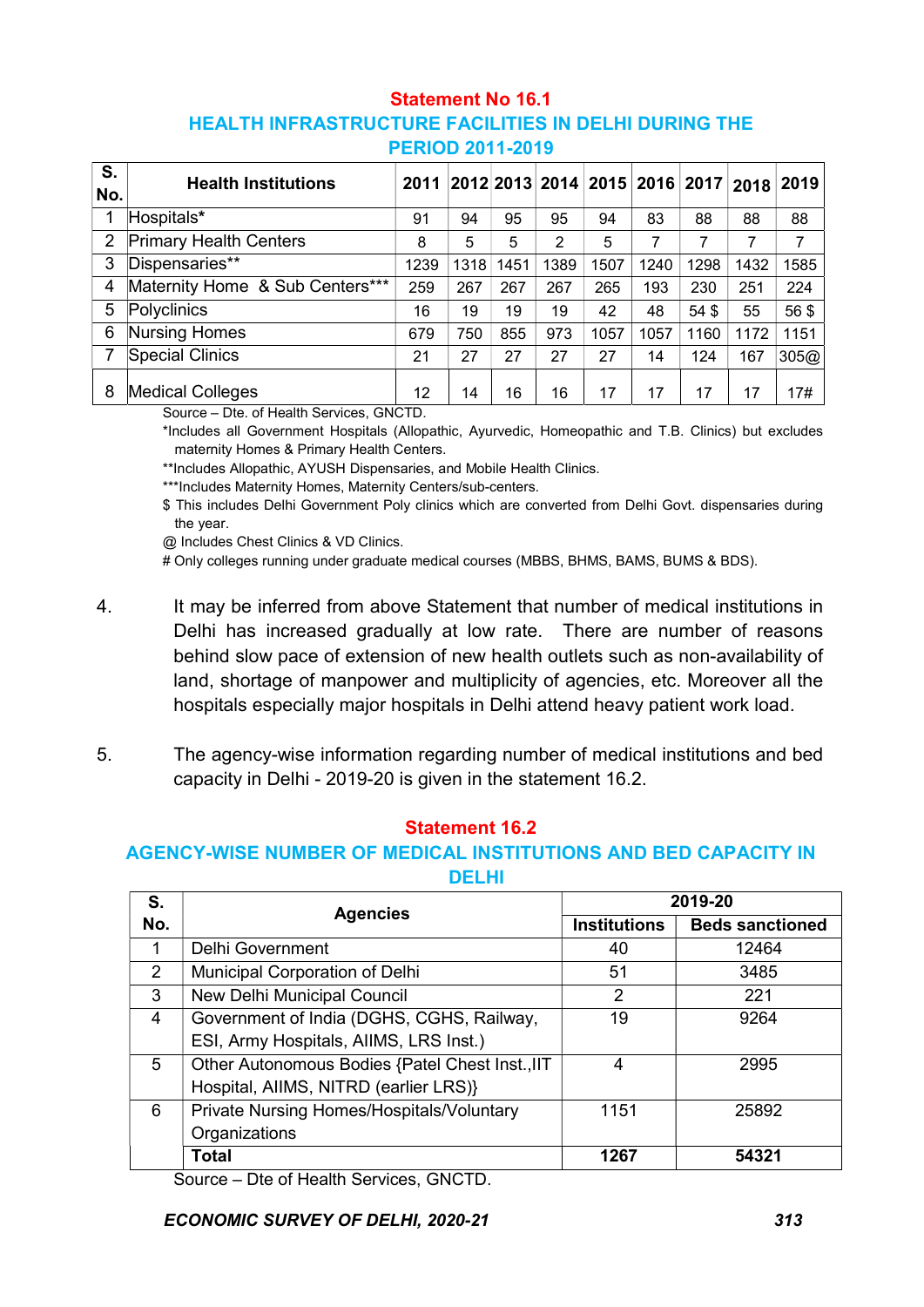## Statement No 16.1

### HEALTH INFRASTRUCTURE FACILITIES IN DELHI DURING THE PERIOD 2011-2019

| S. No. | Health Institutions | 2011 | 2012 | 2013 | 2014 | 2015 | 2016 | 2017 | 2018 | 2019 |
|---|---|---|---|---|---|---|---|---|---|---|
| 1 | Hospitals* | 91 | 94 | 95 | 95 | 94 | 83 | 88 | 88 | 88 |
| 2 | Primary Health Centers | 8 | 5 | 5 | 2 | 5 | 7 | 7 | 7 | 7 |
| 3 | Dispensaries** | 1239 | 1318 | 1451 | 1389 | 1507 | 1240 | 1298 | 1432 | 1585 |
| 4 | Maternity Home & Sub Centers*** | 259 | 267 | 267 | 267 | 265 | 193 | 230 | 251 | 224 |
| 5 | Polyclinics | 16 | 19 | 19 | 19 | 42 | 48 | 54 $ | 55 | 56 $ |
| 6 | Nursing Homes | 679 | 750 | 855 | 973 | 1057 | 1057 | 1160 | 1172 | 1151 |
| 7 | Special Clinics | 21 | 27 | 27 | 27 | 27 | 14 | 124 | 167 | 305@ |
| 8 | Medical Colleges | 12 | 14 | 16 | 16 | 17 | 17 | 17 | 17 | 17# |

Source – Dte. of Health Services, GNCTD.

*Includes all Government Hospitals (Allopathic, Ayurvedic, Homeopathic and T.B. Clinics) but excludes maternity Homes & Primary Health Centers.

**Includes Allopathic, AYUSH Dispensaries, and Mobile Health Clinics.

***Includes Maternity Homes, Maternity Centers/sub-centers.

$ This includes Delhi Government Poly clinics which are converted from Delhi Govt. dispensaries during the year.

@ Includes Chest Clinics & VD Clinics.

# Only colleges running under graduate medical courses (MBBS, BHMS, BAMS, BUMS & BDS).

4. It may be inferred from above Statement that number of medical institutions in Delhi has increased gradually at low rate. There are number of reasons behind slow pace of extension of new health outlets such as non-availability of land, shortage of manpower and multiplicity of agencies, etc. Moreover all the hospitals especially major hospitals in Delhi attend heavy patient work load.

5. The agency-wise information regarding number of medical institutions and bed capacity in Delhi - 2019-20 is given in the statement 16.2.

## Statement 16.2

### AGENCY-WISE NUMBER OF MEDICAL INSTITUTIONS AND BED CAPACITY IN DELHI

| S. No. | Agencies | 2019-20 | |
|---|---|---|---|
| | | Institutions | Beds sanctioned |
| 1 | Delhi Government | 40 | 12464 |
| 2 | Municipal Corporation of Delhi | 51 | 3485 |
| 3 | New Delhi Municipal Council | 2 | 221 |
| 4 | Government of India (DGHS, CGHS, Railway, ESI, Army Hospitals, AIIMS, LRS Inst.) | 19 | 9264 |
| 5 | Other Autonomous Bodies {Patel Chest Inst.,IIT Hospital, AIIMS, NITRD (earlier LRS)} | 4 | 2995 |
| 6 | Private Nursing Homes/Hospitals/Voluntary Organizations | 1151 | 25892 |
| | **Total** | **1267** | **54321** |

Source – Dte of Health Services, GNCTD.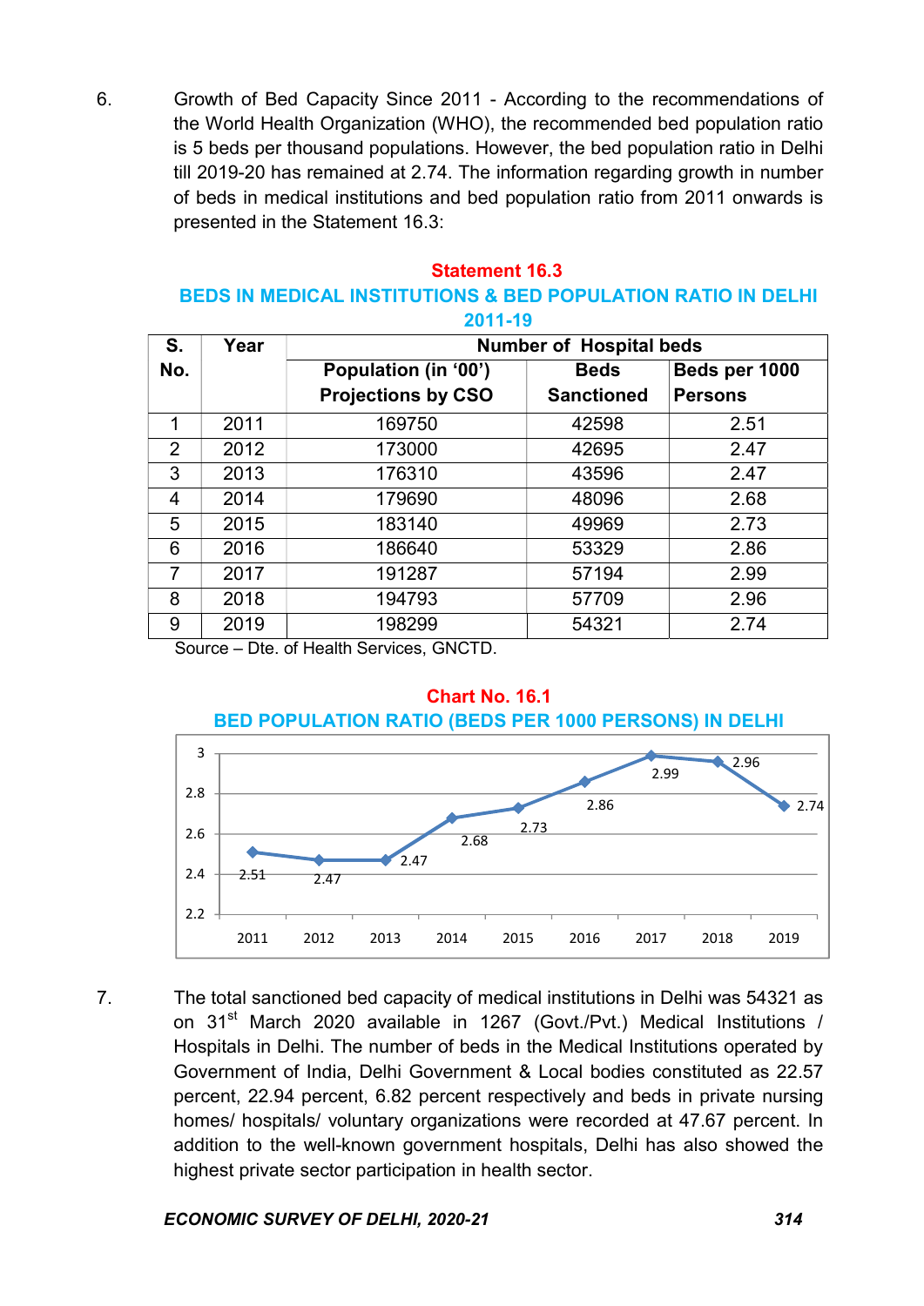6. Growth of Bed Capacity Since 2011 - According to the recommendations of the World Health Organization (WHO), the recommended bed population ratio is 5 beds per thousand populations. However, the bed population ratio in Delhi till 2019-20 has remained at 2.74. The information regarding growth in number of beds in medical institutions and bed population ratio from 2011 onwards is presented in the Statement 16.3:

**Statement 16.3**

**BEDS IN MEDICAL INSTITUTIONS & BED POPULATION RATIO IN DELHI 2011-19**

| S. No. | Year | Number of Hospital beds | | |
|---|---|---|---|---|
| | | Population (in '00') Projections by CSO | Beds Sanctioned | Beds per 1000 Persons |
| 1 | 2011 | 169750 | 42598 | 2.51 |
| 2 | 2012 | 173000 | 42695 | 2.47 |
| 3 | 2013 | 176310 | 43596 | 2.47 |
| 4 | 2014 | 179690 | 48096 | 2.68 |
| 5 | 2015 | 183140 | 49969 | 2.73 |
| 6 | 2016 | 186640 | 53329 | 2.86 |
| 7 | 2017 | 191287 | 57194 | 2.99 |
| 8 | 2018 | 194793 | 57709 | 2.96 |
| 9 | 2019 | 198299 | 54321 | 2.74 |

Source – Dte. of Health Services, GNCTD.

**Chart No. 16.1**

**BED POPULATION RATIO (BEDS PER 1000 PERSONS) IN DELHI**

| Year | 2011 | 2012 | 2013 | 2014 | 2015 | 2016 | 2017 | 2018 | 2019 |
|---|---|---|---|---|---|---|---|---|---|
| Beds per 1000 persons | 2.51 | 2.47 | 2.47 | 2.68 | 2.73 | 2.86 | 2.99 | 2.96 | 2.74 |

7. The total sanctioned bed capacity of medical institutions in Delhi was 54321 as on 31st March 2020 available in 1267 (Govt./Pvt.) Medical Institutions / Hospitals in Delhi. The number of beds in the Medical Institutions operated by Government of India, Delhi Government & Local bodies constituted as 22.57 percent, 22.94 percent, 6.82 percent respectively and beds in private nursing homes/ hospitals/ voluntary organizations were recorded at 47.67 percent. In addition to the well-known government hospitals, Delhi has also showed the highest private sector participation in health sector.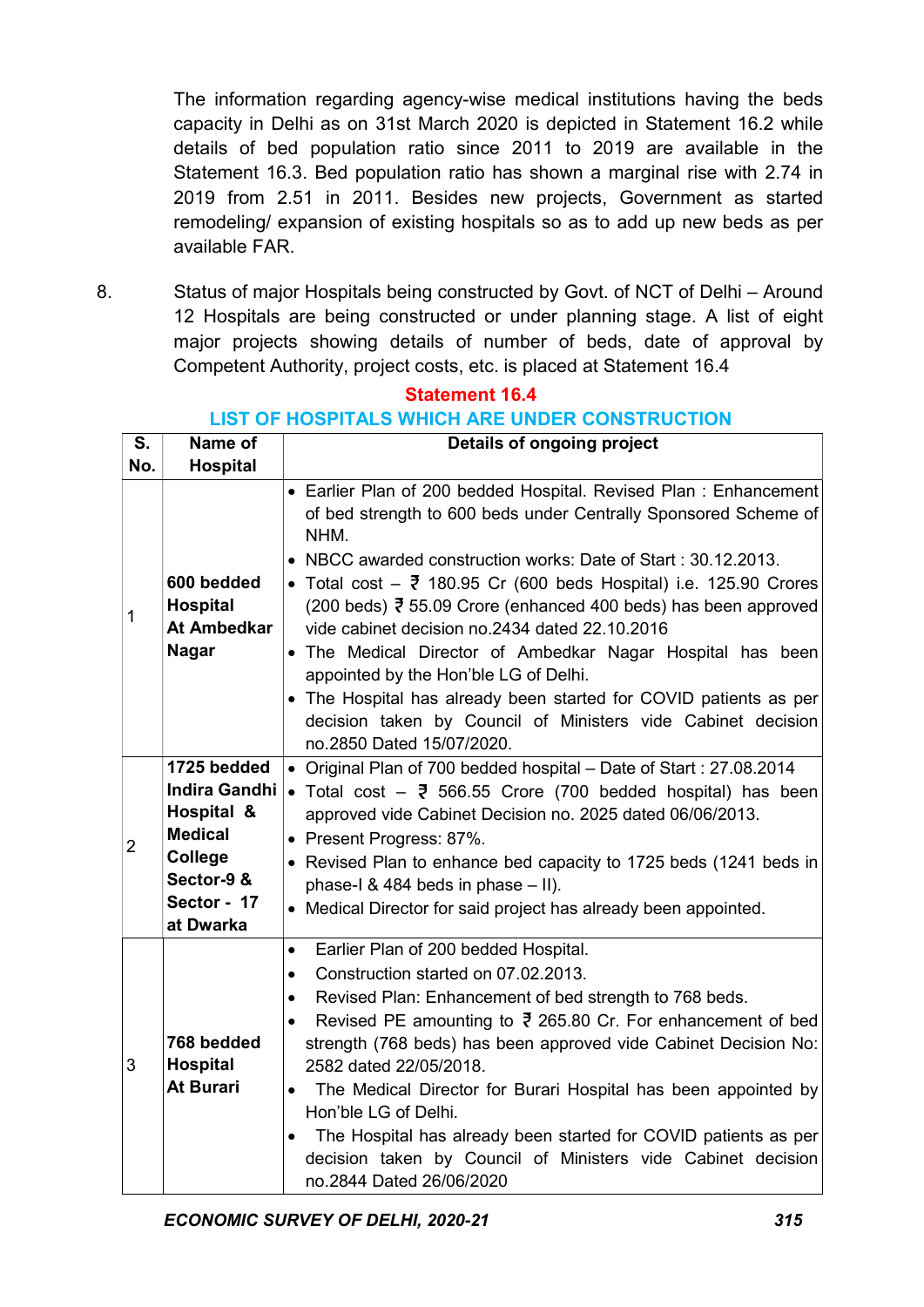The information regarding agency-wise medical institutions having the beds capacity in Delhi as on 31st March 2020 is depicted in Statement 16.2 while details of bed population ratio since 2011 to 2019 are available in the Statement 16.3. Bed population ratio has shown a marginal rise with 2.74 in 2019 from 2.51 in 2011. Besides new projects, Government as started remodeling/ expansion of existing hospitals so as to add up new beds as per available FAR.

8. Status of major Hospitals being constructed by Govt. of NCT of Delhi – Around 12 Hospitals are being constructed or under planning stage. A list of eight major projects showing details of number of beds, date of approval by Competent Authority, project costs, etc. is placed at Statement 16.4

**Statement 16.4**

**LIST OF HOSPITALS WHICH ARE UNDER CONSTRUCTION**

| S. No. | Name of Hospital | Details of ongoing project |
|---|---|---|
| 1 | **600 bedded Hospital At Ambedkar Nagar** | • Earlier Plan of 200 bedded Hospital. Revised Plan : Enhancement of bed strength to 600 beds under Centrally Sponsored Scheme of NHM.<br>• NBCC awarded construction works: Date of Start : 30.12.2013.<br>• Total cost – ₹ 180.95 Cr (600 beds Hospital) i.e. 125.90 Crores (200 beds) ₹ 55.09 Crore (enhanced 400 beds) has been approved vide cabinet decision no.2434 dated 22.10.2016<br>• The Medical Director of Ambedkar Nagar Hospital has been appointed by the Hon'ble LG of Delhi.<br>• The Hospital has already been started for COVID patients as per decision taken by Council of Ministers vide Cabinet decision no.2850 Dated 15/07/2020. |
| 2 | **1725 bedded Indira Gandhi Hospital & Medical College Sector-9 & Sector - 17 at Dwarka** | • Original Plan of 700 bedded hospital – Date of Start : 27.08.2014<br>• Total cost – ₹ 566.55 Crore (700 bedded hospital) has been approved vide Cabinet Decision no. 2025 dated 06/06/2013.<br>• Present Progress: 87%.<br>• Revised Plan to enhance bed capacity to 1725 beds (1241 beds in phase-I & 484 beds in phase – II).<br>• Medical Director for said project has already been appointed. |
| 3 | **768 bedded Hospital At Burari** | • Earlier Plan of 200 bedded Hospital.<br>• Construction started on 07.02.2013.<br>• Revised Plan: Enhancement of bed strength to 768 beds.<br>• Revised PE amounting to ₹ 265.80 Cr. For enhancement of bed strength (768 beds) has been approved vide Cabinet Decision No: 2582 dated 22/05/2018.<br>• The Medical Director for Burari Hospital has been appointed by Hon'ble LG of Delhi.<br>• The Hospital has already been started for COVID patients as per decision taken by Council of Ministers vide Cabinet decision no.2844 Dated 26/06/2020 |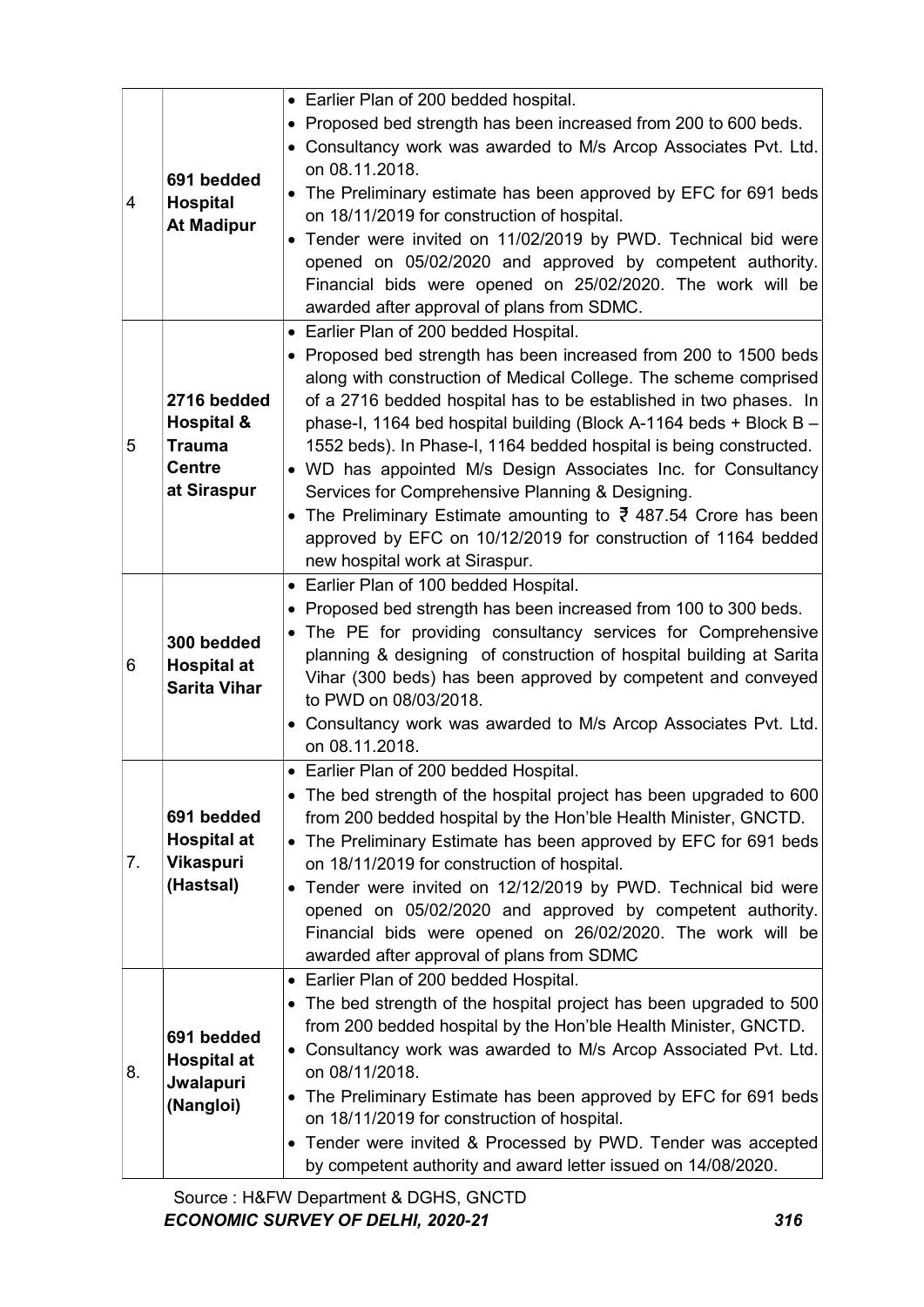| 4 | **691 bedded Hospital At Madipur** | • Earlier Plan of 200 bedded hospital.<br>• Proposed bed strength has been increased from 200 to 600 beds.<br>• Consultancy work was awarded to M/s Arcop Associates Pvt. Ltd. on 08.11.2018.<br>• The Preliminary estimate has been approved by EFC for 691 beds on 18/11/2019 for construction of hospital.<br>• Tender were invited on 11/02/2019 by PWD. Technical bid were opened on 05/02/2020 and approved by competent authority. Financial bids were opened on 25/02/2020. The work will be awarded after approval of plans from SDMC. |
|---|---|---|
| 5 | **2716 bedded Hospital & Trauma Centre at Siraspur** | • Earlier Plan of 200 bedded Hospital.<br>• Proposed bed strength has been increased from 200 to 1500 beds along with construction of Medical College. The scheme comprised of a 2716 bedded hospital has to be established in two phases. In phase-I, 1164 bed hospital building (Block A-1164 beds + Block B – 1552 beds). In Phase-I, 1164 bedded hospital is being constructed.<br>• WD has appointed M/s Design Associates Inc. for Consultancy Services for Comprehensive Planning & Designing.<br>• The Preliminary Estimate amounting to ₹ 487.54 Crore has been approved by EFC on 10/12/2019 for construction of 1164 bedded new hospital work at Siraspur. |
| 6 | **300 bedded Hospital at Sarita Vihar** | • Earlier Plan of 100 bedded Hospital.<br>• Proposed bed strength has been increased from 100 to 300 beds.<br>• The PE for providing consultancy services for Comprehensive planning & designing of construction of hospital building at Sarita Vihar (300 beds) has been approved by competent and conveyed to PWD on 08/03/2018.<br>• Consultancy work was awarded to M/s Arcop Associates Pvt. Ltd. on 08.11.2018. |
| 7. | **691 bedded Hospital at Vikaspuri (Hastsal)** | • Earlier Plan of 200 bedded Hospital.<br>• The bed strength of the hospital project has been upgraded to 600 from 200 bedded hospital by the Hon'ble Health Minister, GNCTD.<br>• The Preliminary Estimate has been approved by EFC for 691 beds on 18/11/2019 for construction of hospital.<br>• Tender were invited on 12/12/2019 by PWD. Technical bid were opened on 05/02/2020 and approved by competent authority. Financial bids were opened on 26/02/2020. The work will be awarded after approval of plans from SDMC |
| 8. | **691 bedded Hospital at Jwalapuri (Nangloi)** | • Earlier Plan of 200 bedded Hospital.<br>• The bed strength of the hospital project has been upgraded to 500 from 200 bedded hospital by the Hon'ble Health Minister, GNCTD.<br>• Consultancy work was awarded to M/s Arcop Associated Pvt. Ltd. on 08/11/2018.<br>• The Preliminary Estimate has been approved by EFC for 691 beds on 18/11/2019 for construction of hospital.<br>• Tender were invited & Processed by PWD. Tender was accepted by competent authority and award letter issued on 14/08/2020. |

Source : H&FW Department & DGHS, GNCTD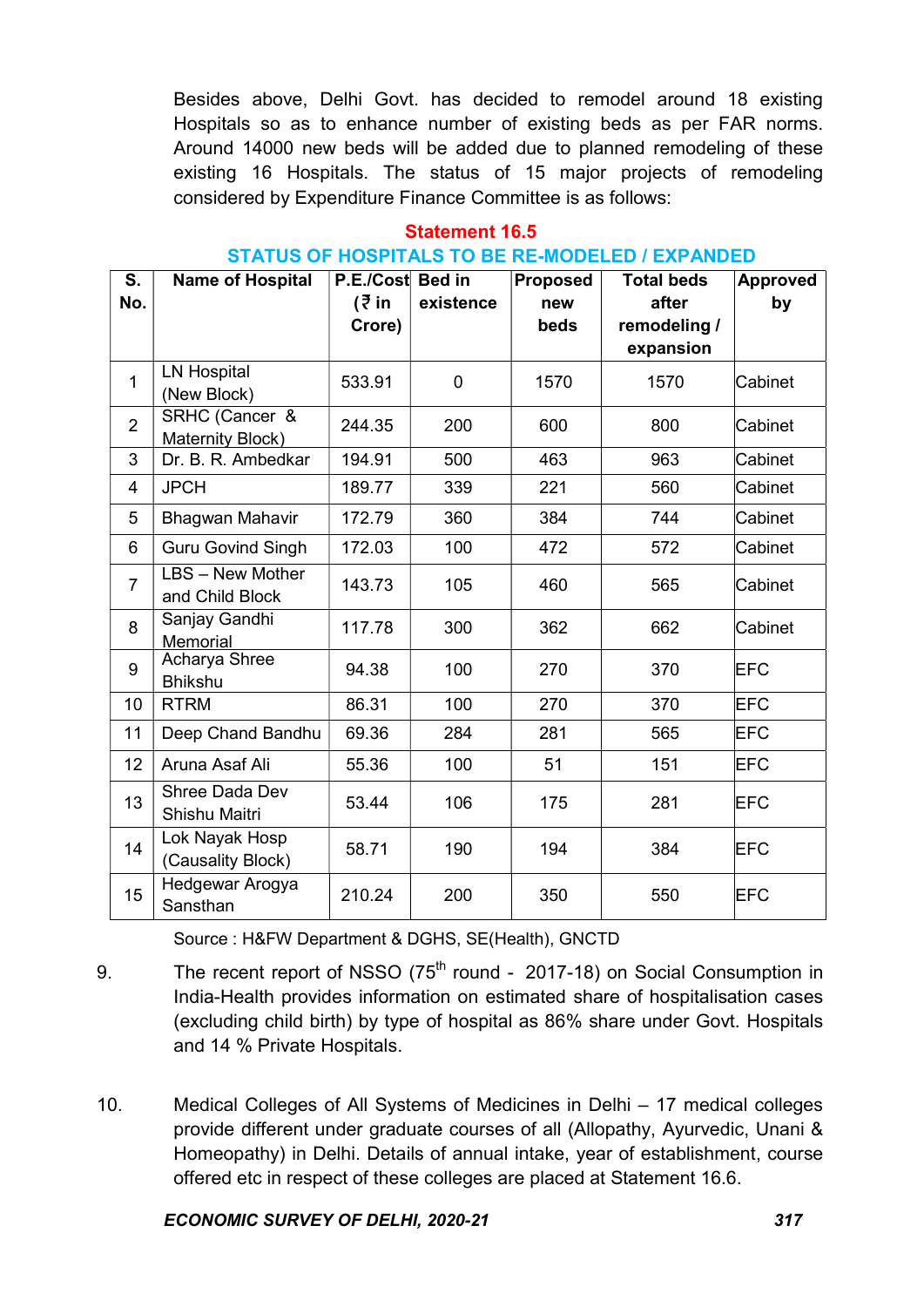Besides above, Delhi Govt. has decided to remodel around 18 existing Hospitals so as to enhance number of existing beds as per FAR norms. Around 14000 new beds will be added due to planned remodeling of these existing 16 Hospitals. The status of 15 major projects of remodeling considered by Expenditure Finance Committee is as follows:

**Statement 16.5**

**STATUS OF HOSPITALS TO BE RE-MODELED / EXPANDED**

| S. No. | Name of Hospital | P.E./Cost (₹ in Crore) | Bed in existence | Proposed new beds | Total beds after remodeling / expansion | Approved by |
|---|---|---|---|---|---|---|
| 1 | LN Hospital (New Block) | 533.91 | 0 | 1570 | 1570 | Cabinet |
| 2 | SRHC (Cancer & Maternity Block) | 244.35 | 200 | 600 | 800 | Cabinet |
| 3 | Dr. B. R. Ambedkar | 194.91 | 500 | 463 | 963 | Cabinet |
| 4 | JPCH | 189.77 | 339 | 221 | 560 | Cabinet |
| 5 | Bhagwan Mahavir | 172.79 | 360 | 384 | 744 | Cabinet |
| 6 | Guru Govind Singh | 172.03 | 100 | 472 | 572 | Cabinet |
| 7 | LBS – New Mother and Child Block | 143.73 | 105 | 460 | 565 | Cabinet |
| 8 | Sanjay Gandhi Memorial | 117.78 | 300 | 362 | 662 | Cabinet |
| 9 | Acharya Shree Bhikshu | 94.38 | 100 | 270 | 370 | EFC |
| 10 | RTRM | 86.31 | 100 | 270 | 370 | EFC |
| 11 | Deep Chand Bandhu | 69.36 | 284 | 281 | 565 | EFC |
| 12 | Aruna Asaf Ali | 55.36 | 100 | 51 | 151 | EFC |
| 13 | Shree Dada Dev Shishu Maitri | 53.44 | 106 | 175 | 281 | EFC |
| 14 | Lok Nayak Hosp (Causality Block) | 58.71 | 190 | 194 | 384 | EFC |
| 15 | Hedgewar Arogya Sansthan | 210.24 | 200 | 350 | 550 | EFC |

Source : H&FW Department & DGHS, SE(Health), GNCTD

9. The recent report of NSSO (75th round - 2017-18) on Social Consumption in India-Health provides information on estimated share of hospitalisation cases (excluding child birth) by type of hospital as 86% share under Govt. Hospitals and 14 % Private Hospitals.

10. Medical Colleges of All Systems of Medicines in Delhi – 17 medical colleges provide different under graduate courses of all (Allopathy, Ayurvedic, Unani & Homeopathy) in Delhi. Details of annual intake, year of establishment, course offered etc in respect of these colleges are placed at Statement 16.6.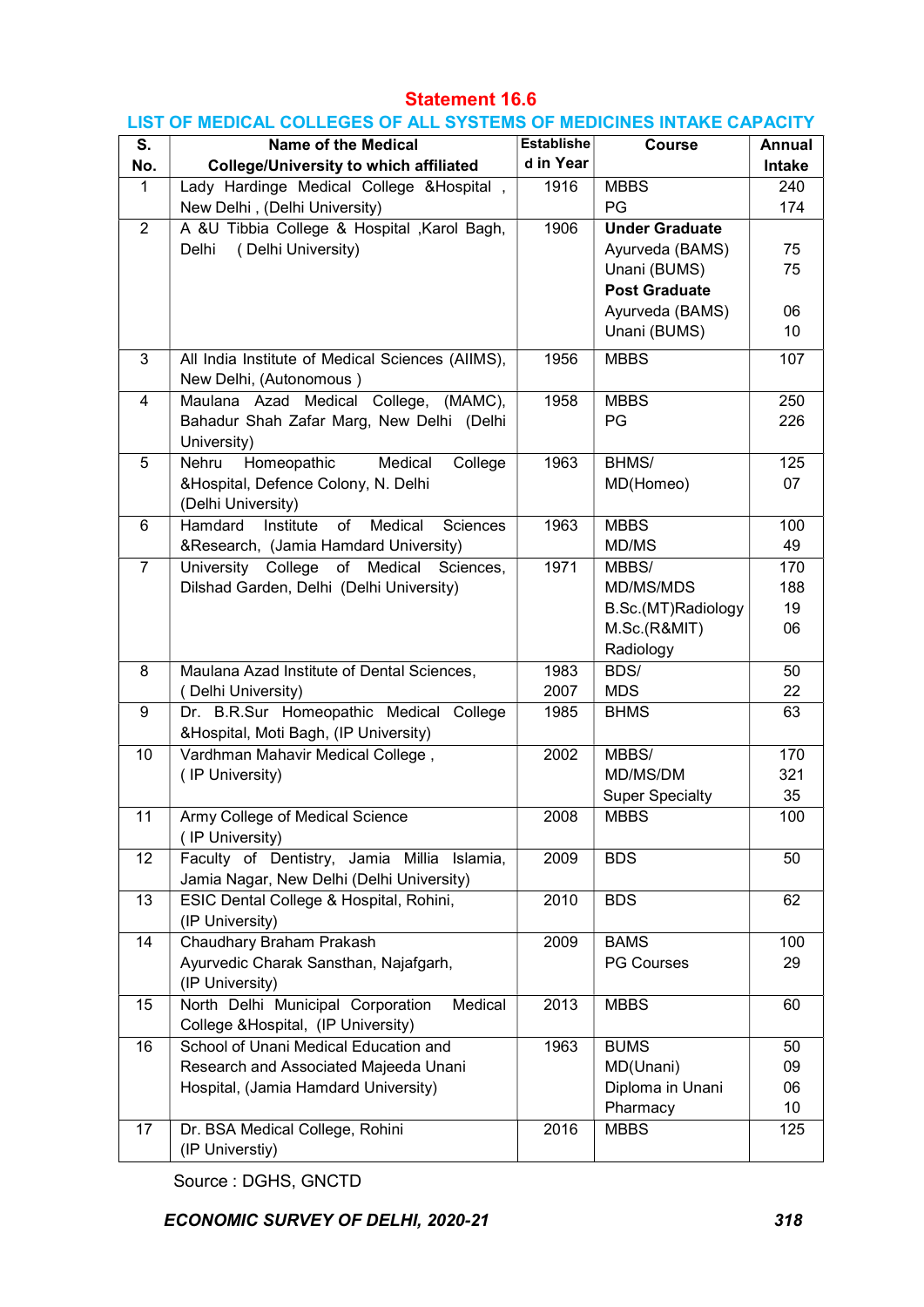# Statement 16.6

## LIST OF MEDICAL COLLEGES OF ALL SYSTEMS OF MEDICINES INTAKE CAPACITY

| S. No. | Name of the Medical College/University to which affiliated | Established in Year | Course | Annual Intake |
|---|---|---|---|---|
| 1 | Lady Hardinge Medical College &Hospital , New Delhi , (Delhi University) | 1916 | MBBS<br>PG | 240<br>174 |
| 2 | A &U Tibbia College & Hospital ,Karol Bagh, Delhi ( Delhi University) | 1906 | **Under Graduate**<br>Ayurveda (BAMS)<br>Unani (BUMS)<br>**Post Graduate**<br>Ayurveda (BAMS)<br>Unani (BUMS) | <br>75<br>75<br><br>06<br>10 |
| 3 | All India Institute of Medical Sciences (AIIMS), New Delhi, (Autonomous ) | 1956 | MBBS | 107 |
| 4 | Maulana Azad Medical College, (MAMC), Bahadur Shah Zafar Marg, New Delhi (Delhi University) | 1958 | MBBS<br>PG | 250<br>226 |
| 5 | Nehru Homeopathic Medical College &Hospital, Defence Colony, N. Delhi (Delhi University) | 1963 | BHMS/<br>MD(Homeo) | 125<br>07 |
| 6 | Hamdard Institute of Medical Sciences &Research, (Jamia Hamdard University) | 1963 | MBBS<br>MD/MS | 100<br>49 |
| 7 | University College of Medical Sciences, Dilshad Garden, Delhi (Delhi University) | 1971 | MBBS/<br>MD/MS/MDS<br>B.Sc.(MT)Radiology<br>M.Sc.(R&MIT) Radiology | 170<br>188<br>19<br>06 |
| 8 | Maulana Azad Institute of Dental Sciences, ( Delhi University) | 1983<br>2007 | BDS/<br>MDS | 50<br>22 |
| 9 | Dr. B.R.Sur Homeopathic Medical College &Hospital, Moti Bagh, (IP University) | 1985 | BHMS | 63 |
| 10 | Vardhman Mahavir Medical College , ( IP University) | 2002 | MBBS/<br>MD/MS/DM<br>Super Specialty | 170<br>321<br>35 |
| 11 | Army College of Medical Science ( IP University) | 2008 | MBBS | 100 |
| 12 | Faculty of Dentistry, Jamia Millia Islamia, Jamia Nagar, New Delhi (Delhi University) | 2009 | BDS | 50 |
| 13 | ESIC Dental College & Hospital, Rohini, (IP University) | 2010 | BDS | 62 |
| 14 | Chaudhary Braham Prakash Ayurvedic Charak Sansthan, Najafgarh, (IP University) | 2009 | BAMS<br>PG Courses | 100<br>29 |
| 15 | North Delhi Municipal Corporation Medical College &Hospital, (IP University) | 2013 | MBBS | 60 |
| 16 | School of Unani Medical Education and Research and Associated Majeeda Unani Hospital, (Jamia Hamdard University) | 1963 | BUMS<br>MD(Unani)<br>Diploma in Unani Pharmacy | 50<br>09<br>06<br>10 |
| 17 | Dr. BSA Medical College, Rohini (IP Universtiy) | 2016 | MBBS | 125 |

Source : DGHS, GNCTD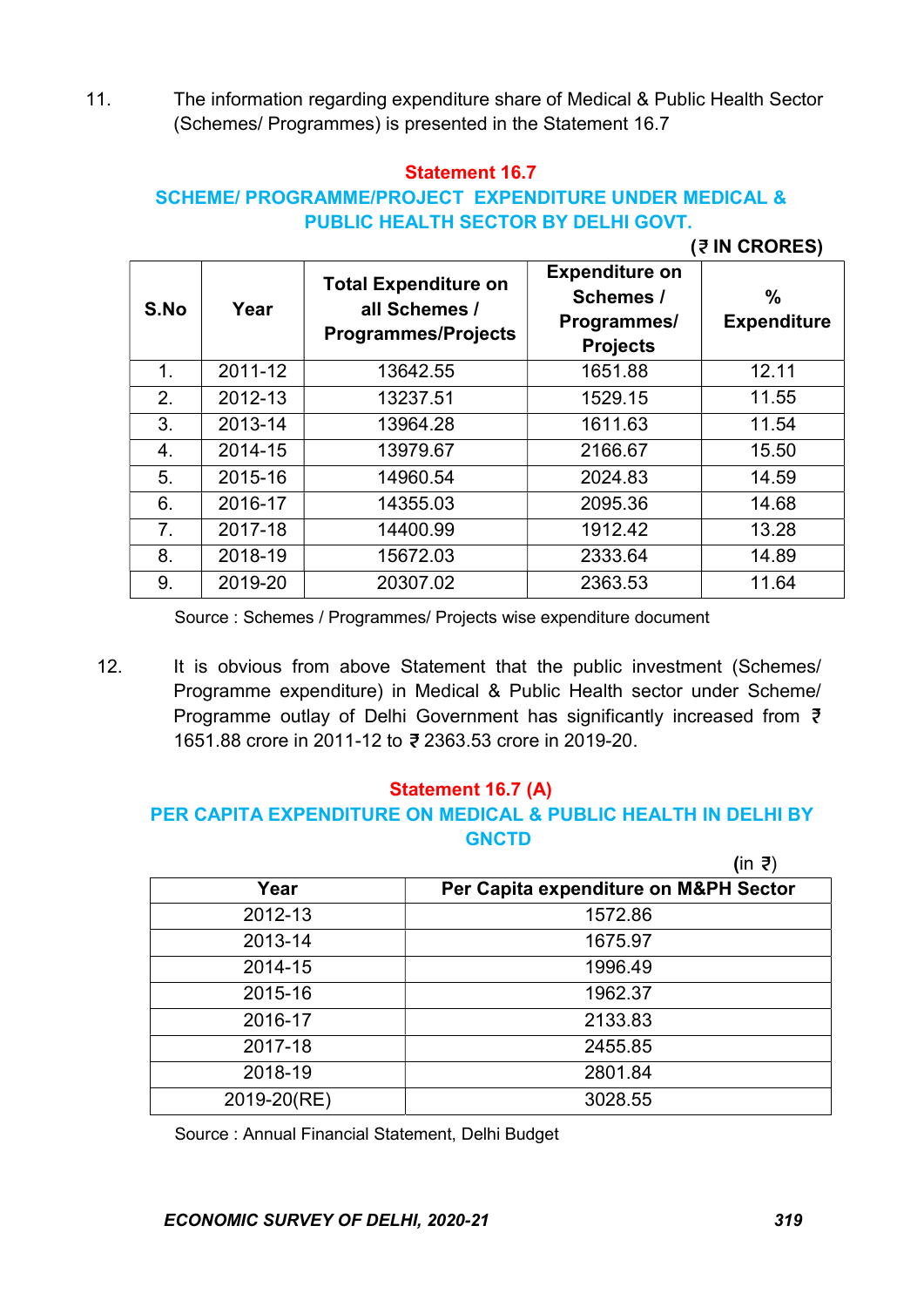11. The information regarding expenditure share of Medical & Public Health Sector (Schemes/ Programmes) is presented in the Statement 16.7

### Statement 16.7

### SCHEME/ PROGRAMME/PROJECT EXPENDITURE UNDER MEDICAL & PUBLIC HEALTH SECTOR BY DELHI GOVT.

(₹ IN CRORES)

| S.No | Year | Total Expenditure on all Schemes / Programmes/Projects | Expenditure on Schemes / Programmes/ Projects | % Expenditure |
|---|---|---|---|---|
| 1. | 2011-12 | 13642.55 | 1651.88 | 12.11 |
| 2. | 2012-13 | 13237.51 | 1529.15 | 11.55 |
| 3. | 2013-14 | 13964.28 | 1611.63 | 11.54 |
| 4. | 2014-15 | 13979.67 | 2166.67 | 15.50 |
| 5. | 2015-16 | 14960.54 | 2024.83 | 14.59 |
| 6. | 2016-17 | 14355.03 | 2095.36 | 14.68 |
| 7. | 2017-18 | 14400.99 | 1912.42 | 13.28 |
| 8. | 2018-19 | 15672.03 | 2333.64 | 14.89 |
| 9. | 2019-20 | 20307.02 | 2363.53 | 11.64 |

Source : Schemes / Programmes/ Projects wise expenditure document

12. It is obvious from above Statement that the public investment (Schemes/ Programme expenditure) in Medical & Public Health sector under Scheme/ Programme outlay of Delhi Government has significantly increased from ₹ 1651.88 crore in 2011-12 to ₹ 2363.53 crore in 2019-20.

### Statement 16.7 (A)

### PER CAPITA EXPENDITURE ON MEDICAL & PUBLIC HEALTH IN DELHI BY GNCTD

(in ₹)

| Year | Per Capita expenditure on M&PH Sector |
|---|---|
| 2012-13 | 1572.86 |
| 2013-14 | 1675.97 |
| 2014-15 | 1996.49 |
| 2015-16 | 1962.37 |
| 2016-17 | 2133.83 |
| 2017-18 | 2455.85 |
| 2018-19 | 2801.84 |
| 2019-20(RE) | 3028.55 |

Source : Annual Financial Statement, Delhi Budget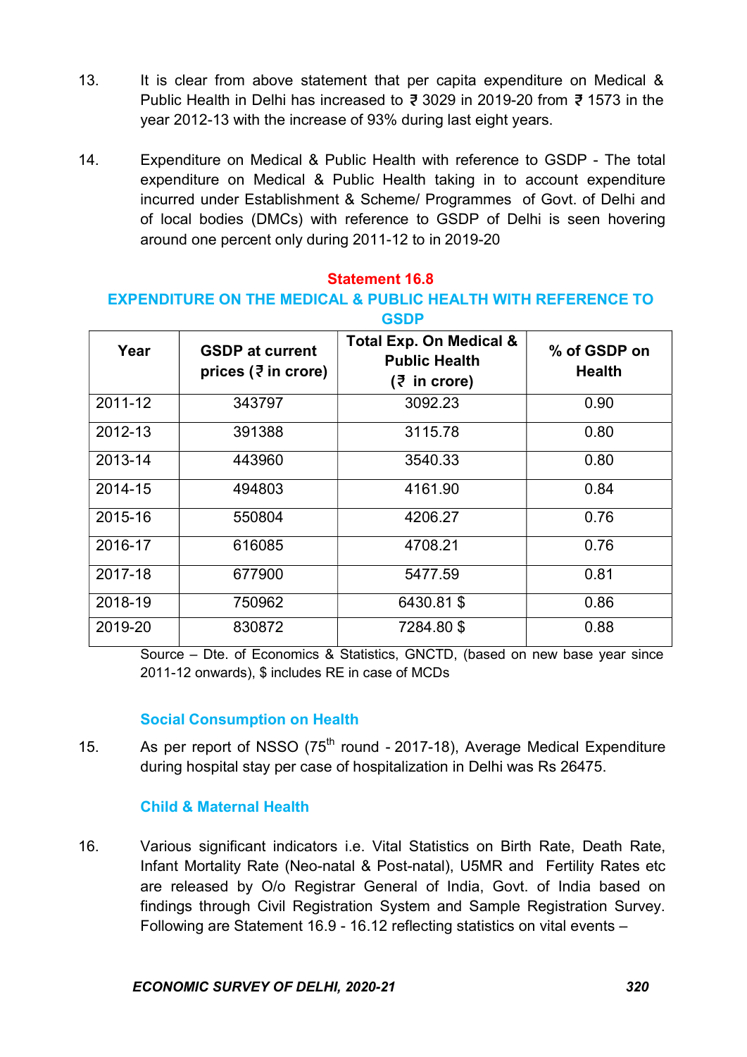13. It is clear from above statement that per capita expenditure on Medical & Public Health in Delhi has increased to ₹ 3029 in 2019-20 from ₹ 1573 in the year 2012-13 with the increase of 93% during last eight years.

14. Expenditure on Medical & Public Health with reference to GSDP - The total expenditure on Medical & Public Health taking in to account expenditure incurred under Establishment & Scheme/ Programmes of Govt. of Delhi and of local bodies (DMCs) with reference to GSDP of Delhi is seen hovering around one percent only during 2011-12 to in 2019-20

**Statement 16.8**

**EXPENDITURE ON THE MEDICAL & PUBLIC HEALTH WITH REFERENCE TO GSDP**

| Year | GSDP at current prices (₹ in crore) | Total Exp. On Medical & Public Health (₹ in crore) | % of GSDP on Health |
|---|---|---|---|
| 2011-12 | 343797 | 3092.23 | 0.90 |
| 2012-13 | 391388 | 3115.78 | 0.80 |
| 2013-14 | 443960 | 3540.33 | 0.80 |
| 2014-15 | 494803 | 4161.90 | 0.84 |
| 2015-16 | 550804 | 4206.27 | 0.76 |
| 2016-17 | 616085 | 4708.21 | 0.76 |
| 2017-18 | 677900 | 5477.59 | 0.81 |
| 2018-19 | 750962 | 6430.81 $ | 0.86 |
| 2019-20 | 830872 | 7284.80 $ | 0.88 |

Source – Dte. of Economics & Statistics, GNCTD, (based on new base year since 2011-12 onwards), $ includes RE in case of MCDs

### Social Consumption on Health

15. As per report of NSSO (75th round - 2017-18), Average Medical Expenditure during hospital stay per case of hospitalization in Delhi was Rs 26475.

### Child & Maternal Health

16. Various significant indicators i.e. Vital Statistics on Birth Rate, Death Rate, Infant Mortality Rate (Neo-natal & Post-natal), U5MR and Fertility Rates etc are released by O/o Registrar General of India, Govt. of India based on findings through Civil Registration System and Sample Registration Survey. Following are Statement 16.9 - 16.12 reflecting statistics on vital events –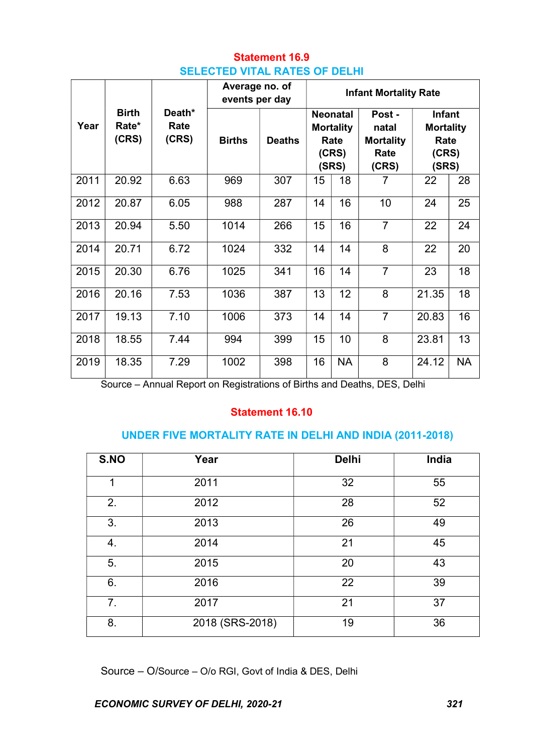## Statement 16.9

### SELECTED VITAL RATES OF DELHI

| Year | Birth Rate* (CRS) | Death* Rate (CRS) | Average no. of events per day | | Infant Mortality Rate | | | | |
|---|---|---|---|---|---|---|---|---|---|
| | | | Births | Deaths | Neonatal Mortality Rate (CRS) (SRS) | | Post - natal Mortality Rate (CRS) | Infant Mortality Rate (CRS) (SRS) | |
| 2011 | 20.92 | 6.63 | 969 | 307 | 15 | 18 | 7 | 22 | 28 |
| 2012 | 20.87 | 6.05 | 988 | 287 | 14 | 16 | 10 | 24 | 25 |
| 2013 | 20.94 | 5.50 | 1014 | 266 | 15 | 16 | 7 | 22 | 24 |
| 2014 | 20.71 | 6.72 | 1024 | 332 | 14 | 14 | 8 | 22 | 20 |
| 2015 | 20.30 | 6.76 | 1025 | 341 | 16 | 14 | 7 | 23 | 18 |
| 2016 | 20.16 | 7.53 | 1036 | 387 | 13 | 12 | 8 | 21.35 | 18 |
| 2017 | 19.13 | 7.10 | 1006 | 373 | 14 | 14 | 7 | 20.83 | 16 |
| 2018 | 18.55 | 7.44 | 994 | 399 | 15 | 10 | 8 | 23.81 | 13 |
| 2019 | 18.35 | 7.29 | 1002 | 398 | 16 | NA | 8 | 24.12 | NA |

Source – Annual Report on Registrations of Births and Deaths, DES, Delhi

## Statement 16.10

### UNDER FIVE MORTALITY RATE IN DELHI AND INDIA (2011-2018)

| S.NO | Year | Delhi | India |
|---|---|---|---|
| 1 | 2011 | 32 | 55 |
| 2. | 2012 | 28 | 52 |
| 3. | 2013 | 26 | 49 |
| 4. | 2014 | 21 | 45 |
| 5. | 2015 | 20 | 43 |
| 6. | 2016 | 22 | 39 |
| 7. | 2017 | 21 | 37 |
| 8. | 2018 (SRS-2018) | 19 | 36 |

Source – O/Source – O/o RGI, Govt of India & DES, Delhi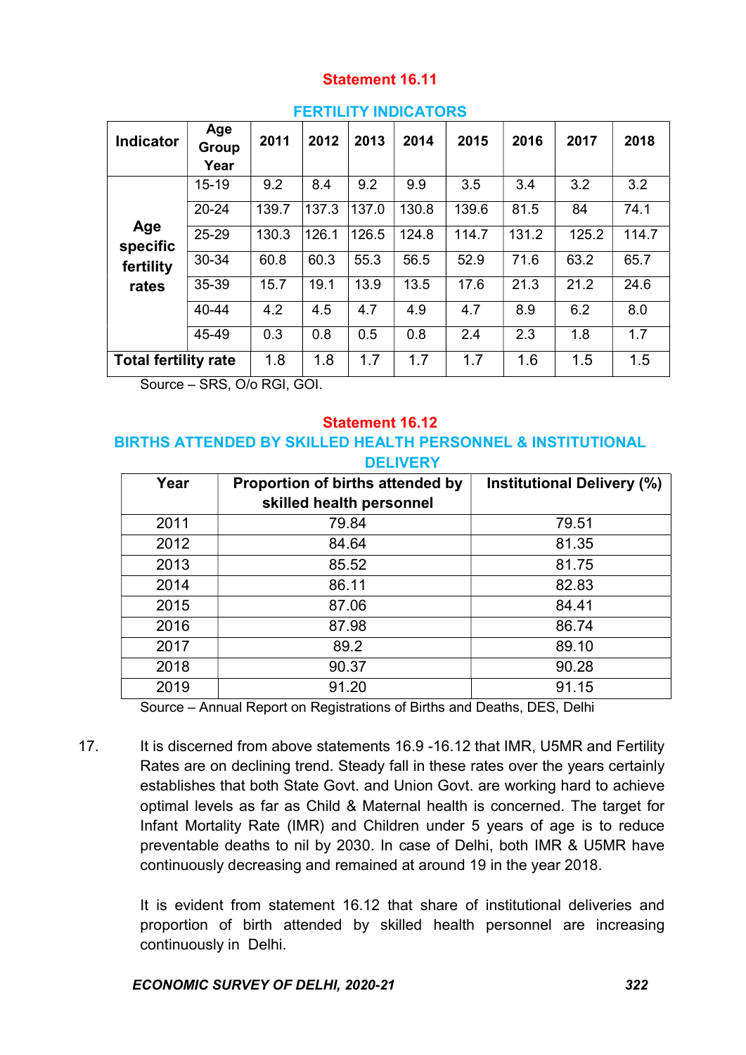## Statement 16.11

### FERTILITY INDICATORS

| Indicator | Age Group Year | 2011 | 2012 | 2013 | 2014 | 2015 | 2016 | 2017 | 2018 |
|---|---|---|---|---|---|---|---|---|---|
| Age specific fertility rates | 15-19 | 9.2 | 8.4 | 9.2 | 9.9 | 3.5 | 3.4 | 3.2 | 3.2 |
| | 20-24 | 139.7 | 137.3 | 137.0 | 130.8 | 139.6 | 81.5 | 84 | 74.1 |
| | 25-29 | 130.3 | 126.1 | 126.5 | 124.8 | 114.7 | 131.2 | 125.2 | 114.7 |
| | 30-34 | 60.8 | 60.3 | 55.3 | 56.5 | 52.9 | 71.6 | 63.2 | 65.7 |
| | 35-39 | 15.7 | 19.1 | 13.9 | 13.5 | 17.6 | 21.3 | 21.2 | 24.6 |
| | 40-44 | 4.2 | 4.5 | 4.7 | 4.9 | 4.7 | 8.9 | 6.2 | 8.0 |
| | 45-49 | 0.3 | 0.8 | 0.5 | 0.8 | 2.4 | 2.3 | 1.8 | 1.7 |
| Total fertility rate | | 1.8 | 1.8 | 1.7 | 1.7 | 1.7 | 1.6 | 1.5 | 1.5 |

Source – SRS, O/o RGI, GOI.

## Statement 16.12

### BIRTHS ATTENDED BY SKILLED HEALTH PERSONNEL & INSTITUTIONAL DELIVERY

| Year | Proportion of births attended by skilled health personnel | Institutional Delivery (%) |
|---|---|---|
| 2011 | 79.84 | 79.51 |
| 2012 | 84.64 | 81.35 |
| 2013 | 85.52 | 81.75 |
| 2014 | 86.11 | 82.83 |
| 2015 | 87.06 | 84.41 |
| 2016 | 87.98 | 86.74 |
| 2017 | 89.2 | 89.10 |
| 2018 | 90.37 | 90.28 |
| 2019 | 91.20 | 91.15 |

Source – Annual Report on Registrations of Births and Deaths, DES, Delhi

17. It is discerned from above statements 16.9 -16.12 that IMR, U5MR and Fertility Rates are on declining trend. Steady fall in these rates over the years certainly establishes that both State Govt. and Union Govt. are working hard to achieve optimal levels as far as Child & Maternal health is concerned. The target for Infant Mortality Rate (IMR) and Children under 5 years of age is to reduce preventable deaths to nil by 2030. In case of Delhi, both IMR & U5MR have continuously decreasing and remained at around 19 in the year 2018.

    It is evident from statement 16.12 that share of institutional deliveries and proportion of birth attended by skilled health personnel are increasing continuously in Delhi.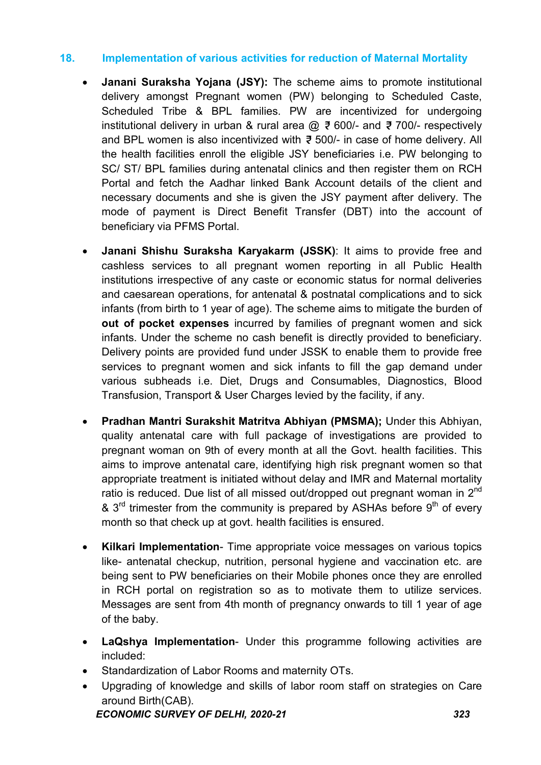## 18. Implementation of various activities for reduction of Maternal Mortality

- **Janani Suraksha Yojana (JSY):** The scheme aims to promote institutional delivery amongst Pregnant women (PW) belonging to Scheduled Caste, Scheduled Tribe & BPL families. PW are incentivized for undergoing institutional delivery in urban & rural area @ ₹ 600/- and ₹ 700/- respectively and BPL women is also incentivized with ₹ 500/- in case of home delivery. All the health facilities enroll the eligible JSY beneficiaries i.e. PW belonging to SC/ ST/ BPL families during antenatal clinics and then register them on RCH Portal and fetch the Aadhar linked Bank Account details of the client and necessary documents and she is given the JSY payment after delivery. The mode of payment is Direct Benefit Transfer (DBT) into the account of beneficiary via PFMS Portal.

- **Janani Shishu Suraksha Karyakarm (JSSK)**: It aims to provide free and cashless services to all pregnant women reporting in all Public Health institutions irrespective of any caste or economic status for normal deliveries and caesarean operations, for antenatal & postnatal complications and to sick infants (from birth to 1 year of age). The scheme aims to mitigate the burden of **out of pocket expenses** incurred by families of pregnant women and sick infants. Under the scheme no cash benefit is directly provided to beneficiary. Delivery points are provided fund under JSSK to enable them to provide free services to pregnant women and sick infants to fill the gap demand under various subheads i.e. Diet, Drugs and Consumables, Diagnostics, Blood Transfusion, Transport & User Charges levied by the facility, if any.

- **Pradhan Mantri Surakshit Matritva Abhiyan (PMSMA);** Under this Abhiyan, quality antenatal care with full package of investigations are provided to pregnant woman on 9th of every month at all the Govt. health facilities. This aims to improve antenatal care, identifying high risk pregnant women so that appropriate treatment is initiated without delay and IMR and Maternal mortality ratio is reduced. Due list of all missed out/dropped out pregnant woman in 2nd & 3rd trimester from the community is prepared by ASHAs before 9th of every month so that check up at govt. health facilities is ensured.

- **Kilkari Implementation**- Time appropriate voice messages on various topics like- antenatal checkup, nutrition, personal hygiene and vaccination etc. are being sent to PW beneficiaries on their Mobile phones once they are enrolled in RCH portal on registration so as to motivate them to utilize services. Messages are sent from 4th month of pregnancy onwards to till 1 year of age of the baby.

- **LaQshya Implementation**- Under this programme following activities are included:
- Standardization of Labor Rooms and maternity OTs.
- Upgrading of knowledge and skills of labor room staff on strategies on Care around Birth(CAB).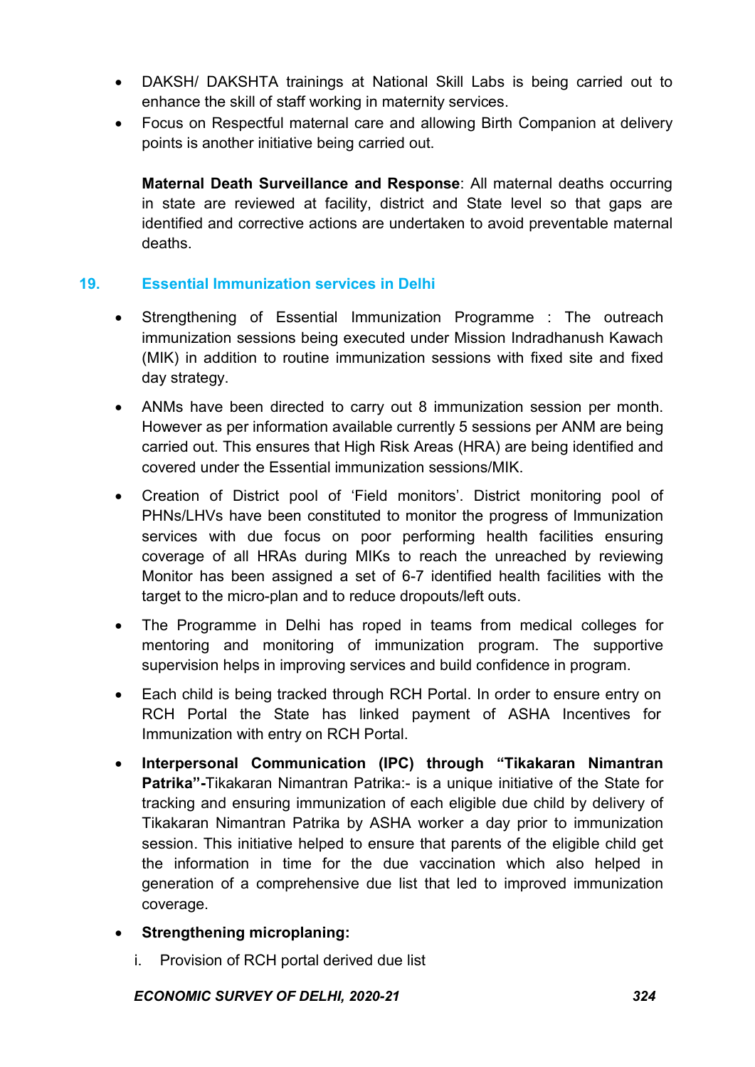- DAKSH/ DAKSHTA trainings at National Skill Labs is being carried out to enhance the skill of staff working in maternity services.
- Focus on Respectful maternal care and allowing Birth Companion at delivery points is another initiative being carried out.

  **Maternal Death Surveillance and Response**: All maternal deaths occurring in state are reviewed at facility, district and State level so that gaps are identified and corrective actions are undertaken to avoid preventable maternal deaths.

## 19. Essential Immunization services in Delhi

- Strengthening of Essential Immunization Programme : The outreach immunization sessions being executed under Mission Indradhanush Kawach (MIK) in addition to routine immunization sessions with fixed site and fixed day strategy.
- ANMs have been directed to carry out 8 immunization session per month. However as per information available currently 5 sessions per ANM are being carried out. This ensures that High Risk Areas (HRA) are being identified and covered under the Essential immunization sessions/MIK.
- Creation of District pool of 'Field monitors'. District monitoring pool of PHNs/LHVs have been constituted to monitor the progress of Immunization services with due focus on poor performing health facilities ensuring coverage of all HRAs during MIKs to reach the unreached by reviewing Monitor has been assigned a set of 6-7 identified health facilities with the target to the micro-plan and to reduce dropouts/left outs.
- The Programme in Delhi has roped in teams from medical colleges for mentoring and monitoring of immunization program. The supportive supervision helps in improving services and build confidence in program.
- Each child is being tracked through RCH Portal. In order to ensure entry on RCH Portal the State has linked payment of ASHA Incentives for Immunization with entry on RCH Portal.
- **Interpersonal Communication (IPC) through "Tikakaran Nimantran Patrika"-**Tikakaran Nimantran Patrika:- is a unique initiative of the State for tracking and ensuring immunization of each eligible due child by delivery of Tikakaran Nimantran Patrika by ASHA worker a day prior to immunization session. This initiative helped to ensure that parents of the eligible child get the information in time for the due vaccination which also helped in generation of a comprehensive due list that led to improved immunization coverage.
- **Strengthening microplaning:**

  i. Provision of RCH portal derived due list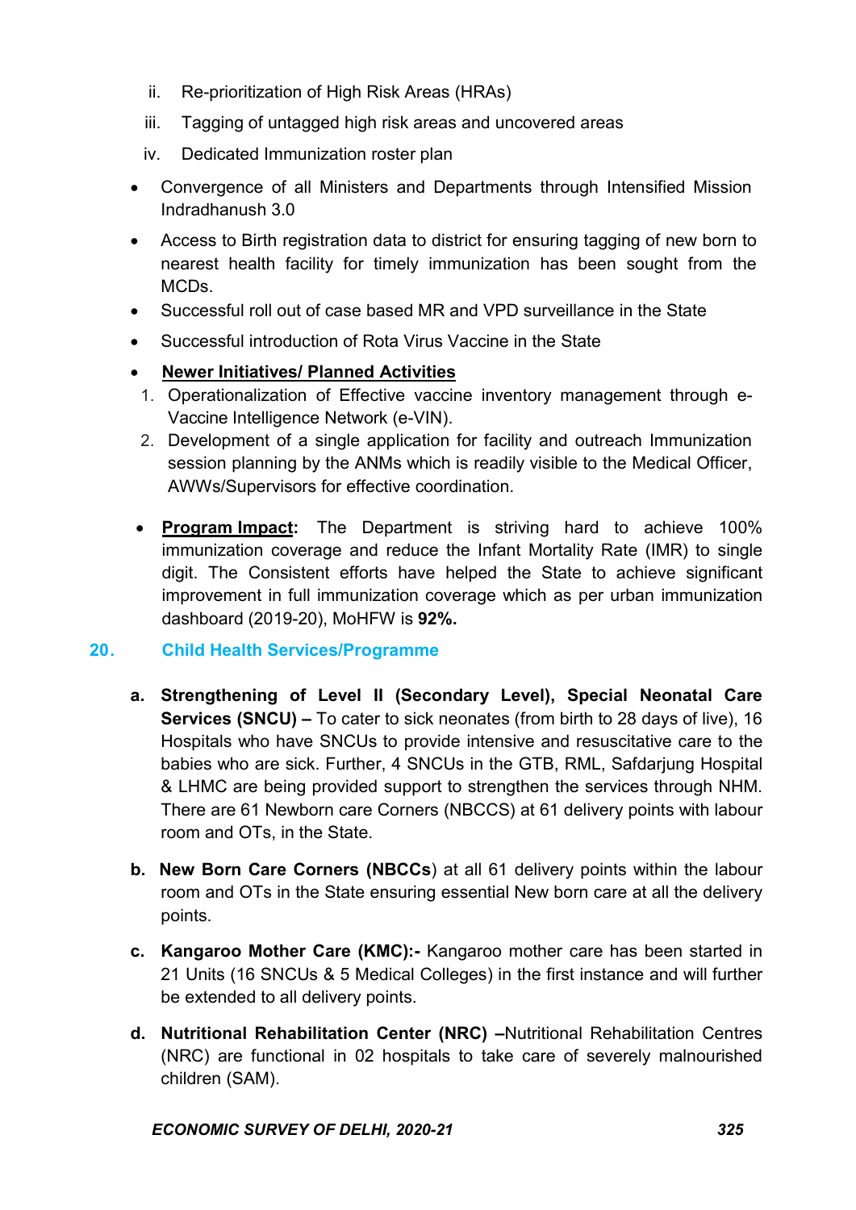ii. Re-prioritization of High Risk Areas (HRAs)

iii. Tagging of untagged high risk areas and uncovered areas

iv. Dedicated Immunization roster plan

- Convergence of all Ministers and Departments through Intensified Mission Indradhanush 3.0
- Access to Birth registration data to district for ensuring tagging of new born to nearest health facility for timely immunization has been sought from the MCDs.
- Successful roll out of case based MR and VPD surveillance in the State
- Successful introduction of Rota Virus Vaccine in the State
- **<u>Newer Initiatives/ Planned Activities</u>**
  1. Operationalization of Effective vaccine inventory management through e-Vaccine Intelligence Network (e-VIN).
  2. Development of a single application for facility and outreach Immunization session planning by the ANMs which is readily visible to the Medical Officer, AWWs/Supervisors for effective coordination.

- **<u>Program Impact</u>:** The Department is striving hard to achieve 100% immunization coverage and reduce the Infant Mortality Rate (IMR) to single digit. The Consistent efforts have helped the State to achieve significant improvement in full immunization coverage which as per urban immunization dashboard (2019-20), MoHFW is **92%.**

## 20. Child Health Services/Programme

**a. Strengthening of Level II (Secondary Level), Special Neonatal Care Services (SNCU) –** To cater to sick neonates (from birth to 28 days of live), 16 Hospitals who have SNCUs to provide intensive and resuscitative care to the babies who are sick. Further, 4 SNCUs in the GTB, RML, Safdarjung Hospital & LHMC are being provided support to strengthen the services through NHM. There are 61 Newborn care Corners (NBCCS) at 61 delivery points with labour room and OTs, in the State.

**b. New Born Care Corners (NBCCs**) at all 61 delivery points within the labour room and OTs in the State ensuring essential New born care at all the delivery points.

**c. Kangaroo Mother Care (KMC):-** Kangaroo mother care has been started in 21 Units (16 SNCUs & 5 Medical Colleges) in the first instance and will further be extended to all delivery points.

**d. Nutritional Rehabilitation Center (NRC) –**Nutritional Rehabilitation Centres (NRC) are functional in 02 hospitals to take care of severely malnourished children (SAM).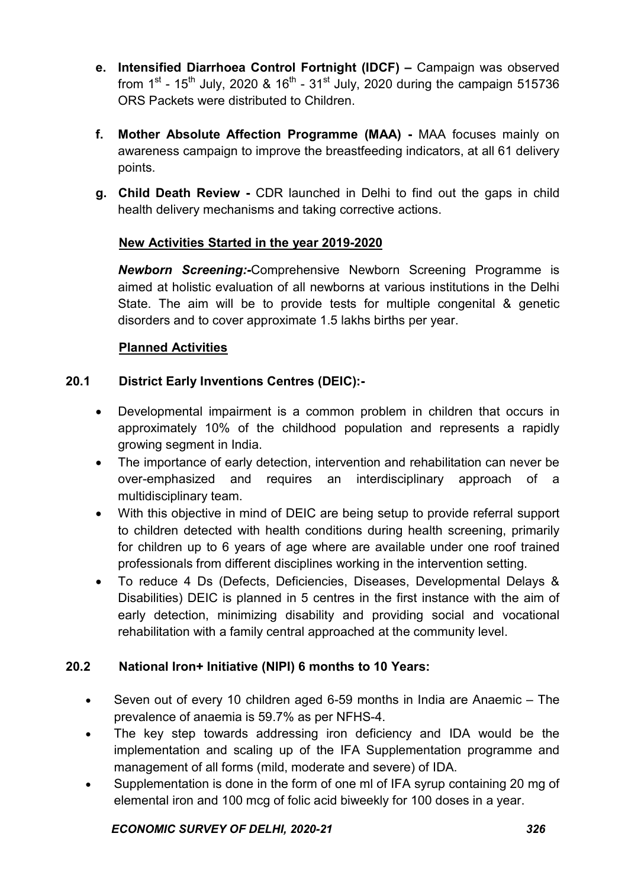e. **Intensified Diarrhoea Control Fortnight (IDCF) –** Campaign was observed from 1st - 15th July, 2020 & 16th - 31st July, 2020 during the campaign 515736 ORS Packets were distributed to Children.

f. **Mother Absolute Affection Programme (MAA) -** MAA focuses mainly on awareness campaign to improve the breastfeeding indicators, at all 61 delivery points.

g. **Child Death Review -** CDR launched in Delhi to find out the gaps in child health delivery mechanisms and taking corrective actions.

**New Activities Started in the year 2019-2020**

***Newborn Screening:-***Comprehensive Newborn Screening Programme is aimed at holistic evaluation of all newborns at various institutions in the Delhi State. The aim will be to provide tests for multiple congenital & genetic disorders and to cover approximate 1.5 lakhs births per year.

**Planned Activities**

### 20.1 District Early Inventions Centres (DEIC):-

- Developmental impairment is a common problem in children that occurs in approximately 10% of the childhood population and represents a rapidly growing segment in India.
- The importance of early detection, intervention and rehabilitation can never be over-emphasized and requires an interdisciplinary approach of a multidisciplinary team.
- With this objective in mind of DEIC are being setup to provide referral support to children detected with health conditions during health screening, primarily for children up to 6 years of age where are available under one roof trained professionals from different disciplines working in the intervention setting.
- To reduce 4 Ds (Defects, Deficiencies, Diseases, Developmental Delays & Disabilities) DEIC is planned in 5 centres in the first instance with the aim of early detection, minimizing disability and providing social and vocational rehabilitation with a family central approached at the community level.

### 20.2 National Iron+ Initiative (NIPI) 6 months to 10 Years:

- Seven out of every 10 children aged 6-59 months in India are Anaemic – The prevalence of anaemia is 59.7% as per NFHS-4.
- The key step towards addressing iron deficiency and IDA would be the implementation and scaling up of the IFA Supplementation programme and management of all forms (mild, moderate and severe) of IDA.
- Supplementation is done in the form of one ml of IFA syrup containing 20 mg of elemental iron and 100 mcg of folic acid biweekly for 100 doses in a year.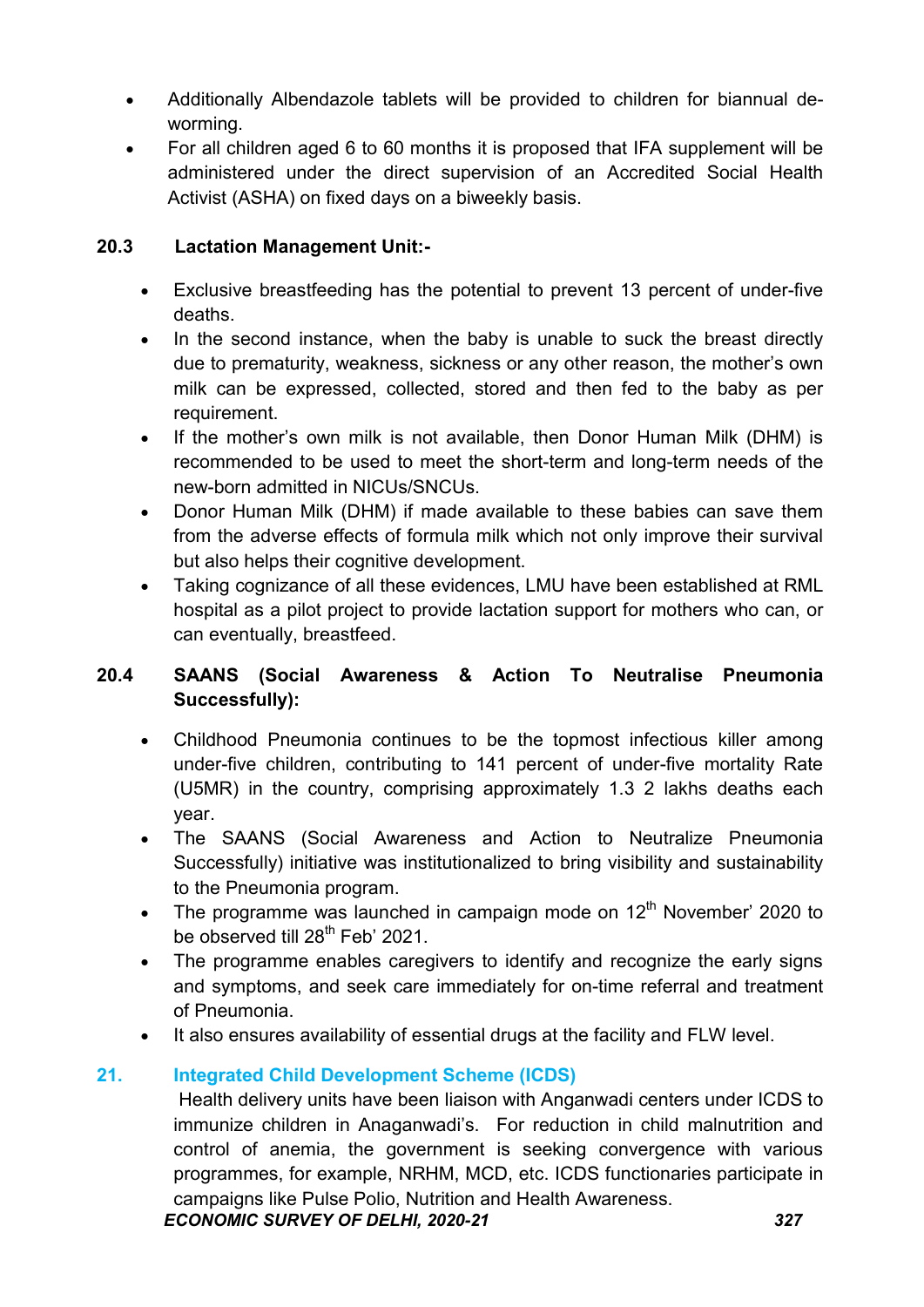- Additionally Albendazole tablets will be provided to children for biannual de-worming.
- For all children aged 6 to 60 months it is proposed that IFA supplement will be administered under the direct supervision of an Accredited Social Health Activist (ASHA) on fixed days on a biweekly basis.

### 20.3 Lactation Management Unit:-

- Exclusive breastfeeding has the potential to prevent 13 percent of under-five deaths.
- In the second instance, when the baby is unable to suck the breast directly due to prematurity, weakness, sickness or any other reason, the mother's own milk can be expressed, collected, stored and then fed to the baby as per requirement.
- If the mother's own milk is not available, then Donor Human Milk (DHM) is recommended to be used to meet the short-term and long-term needs of the new-born admitted in NICUs/SNCUs.
- Donor Human Milk (DHM) if made available to these babies can save them from the adverse effects of formula milk which not only improve their survival but also helps their cognitive development.
- Taking cognizance of all these evidences, LMU have been established at RML hospital as a pilot project to provide lactation support for mothers who can, or can eventually, breastfeed.

### 20.4 SAANS (Social Awareness & Action To Neutralise Pneumonia Successfully):

- Childhood Pneumonia continues to be the topmost infectious killer among under-five children, contributing to 141 percent of under-five mortality Rate (U5MR) in the country, comprising approximately 1.3 2 lakhs deaths each year.
- The SAANS (Social Awareness and Action to Neutralize Pneumonia Successfully) initiative was institutionalized to bring visibility and sustainability to the Pneumonia program.
- The programme was launched in campaign mode on 12th November' 2020 to be observed till 28th Feb' 2021.
- The programme enables caregivers to identify and recognize the early signs and symptoms, and seek care immediately for on-time referral and treatment of Pneumonia.
- It also ensures availability of essential drugs at the facility and FLW level.

## 21. Integrated Child Development Scheme (ICDS)

Health delivery units have been liaison with Anganwadi centers under ICDS to immunize children in Anaganwadi's. For reduction in child malnutrition and control of anemia, the government is seeking convergence with various programmes, for example, NRHM, MCD, etc. ICDS functionaries participate in campaigns like Pulse Polio, Nutrition and Health Awareness.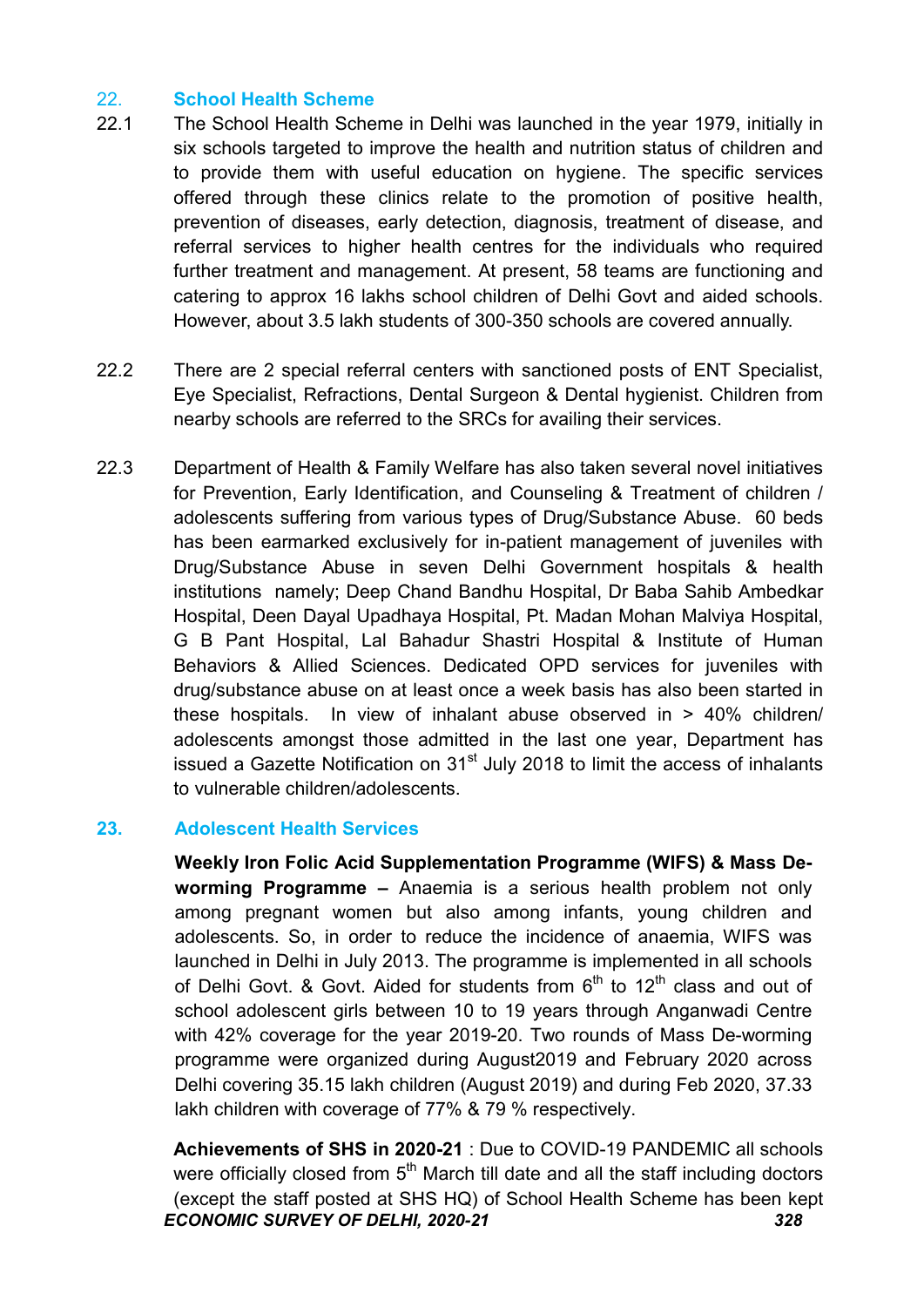## 22. School Health Scheme

22.1 The School Health Scheme in Delhi was launched in the year 1979, initially in six schools targeted to improve the health and nutrition status of children and to provide them with useful education on hygiene. The specific services offered through these clinics relate to the promotion of positive health, prevention of diseases, early detection, diagnosis, treatment of disease, and referral services to higher health centres for the individuals who required further treatment and management. At present, 58 teams are functioning and catering to approx 16 lakhs school children of Delhi Govt and aided schools. However, about 3.5 lakh students of 300-350 schools are covered annually.

22.2 There are 2 special referral centers with sanctioned posts of ENT Specialist, Eye Specialist, Refractions, Dental Surgeon & Dental hygienist. Children from nearby schools are referred to the SRCs for availing their services.

22.3 Department of Health & Family Welfare has also taken several novel initiatives for Prevention, Early Identification, and Counseling & Treatment of children / adolescents suffering from various types of Drug/Substance Abuse. 60 beds has been earmarked exclusively for in-patient management of juveniles with Drug/Substance Abuse in seven Delhi Government hospitals & health institutions namely; Deep Chand Bandhu Hospital, Dr Baba Sahib Ambedkar Hospital, Deen Dayal Upadhaya Hospital, Pt. Madan Mohan Malviya Hospital, G B Pant Hospital, Lal Bahadur Shastri Hospital & Institute of Human Behaviors & Allied Sciences. Dedicated OPD services for juveniles with drug/substance abuse on at least once a week basis has also been started in these hospitals. In view of inhalant abuse observed in > 40% children/ adolescents amongst those admitted in the last one year, Department has issued a Gazette Notification on 31st July 2018 to limit the access of inhalants to vulnerable children/adolescents.

## 23. Adolescent Health Services

**Weekly Iron Folic Acid Supplementation Programme (WIFS) & Mass De-worming Programme –** Anaemia is a serious health problem not only among pregnant women but also among infants, young children and adolescents. So, in order to reduce the incidence of anaemia, WIFS was launched in Delhi in July 2013. The programme is implemented in all schools of Delhi Govt. & Govt. Aided for students from 6th to 12th class and out of school adolescent girls between 10 to 19 years through Anganwadi Centre with 42% coverage for the year 2019-20. Two rounds of Mass De-worming programme were organized during August2019 and February 2020 across Delhi covering 35.15 lakh children (August 2019) and during Feb 2020, 37.33 lakh children with coverage of 77% & 79 % respectively.

**Achievements of SHS in 2020-21** : Due to COVID-19 PANDEMIC all schools were officially closed from 5th March till date and all the staff including doctors (except the staff posted at SHS HQ) of School Health Scheme has been kept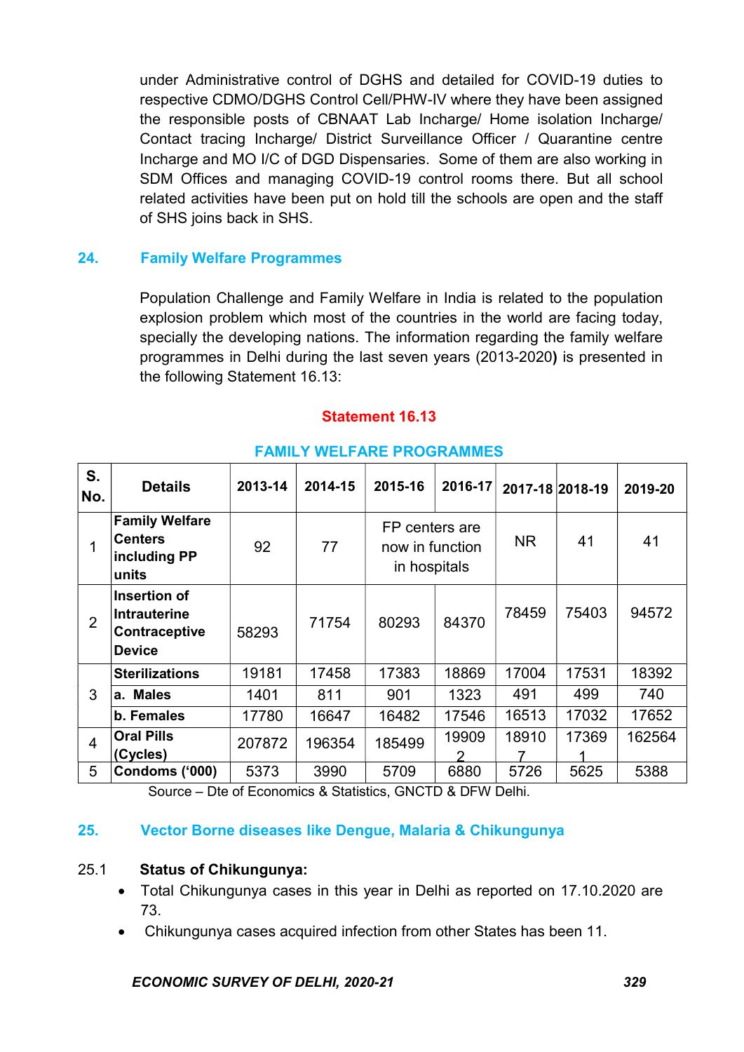under Administrative control of DGHS and detailed for COVID-19 duties to respective CDMO/DGHS Control Cell/PHW-IV where they have been assigned the responsible posts of CBNAAT Lab Incharge/ Home isolation Incharge/ Contact tracing Incharge/ District Surveillance Officer / Quarantine centre Incharge and MO I/C of DGD Dispensaries. Some of them are also working in SDM Offices and managing COVID-19 control rooms there. But all school related activities have been put on hold till the schools are open and the staff of SHS joins back in SHS.

## 24. Family Welfare Programmes

Population Challenge and Family Welfare in India is related to the population explosion problem which most of the countries in the world are facing today, specially the developing nations. The information regarding the family welfare programmes in Delhi during the last seven years (2013-2020**)** is presented in the following Statement 16.13:

### Statement 16.13

### FAMILY WELFARE PROGRAMMES

| S. No. | Details | 2013-14 | 2014-15 | 2015-16 | 2016-17 | 2017-18 | 2018-19 | 2019-20 |
|---|---|---|---|---|---|---|---|---|
| 1 | **Family Welfare Centers including PP units** | 92 | 77 | FP centers are now in function in hospitals | | NR | 41 | 41 |
| 2 | **Insertion of Intrauterine Contraceptive Device** | 58293 | 71754 | 80293 | 84370 | 78459 | 75403 | 94572 |
| 3 | **Sterilizations** | 19181 | 17458 | 17383 | 18869 | 17004 | 17531 | 18392 |
| | **a. Males** | 1401 | 811 | 901 | 1323 | 491 | 499 | 740 |
| | **b. Females** | 17780 | 16647 | 16482 | 17546 | 16513 | 17032 | 17652 |
| 4 | **Oral Pills (Cycles)** | 207872 | 196354 | 185499 | 199092 | 189107 | 173691 | 162564 |
| 5 | **Condoms ('000)** | 5373 | 3990 | 5709 | 6880 | 5726 | 5625 | 5388 |

Source – Dte of Economics & Statistics, GNCTD & DFW Delhi.

## 25. Vector Borne diseases like Dengue, Malaria & Chikungunya

### 25.1 Status of Chikungunya:

- Total Chikungunya cases in this year in Delhi as reported on 17.10.2020 are 73.
- Chikungunya cases acquired infection from other States has been 11.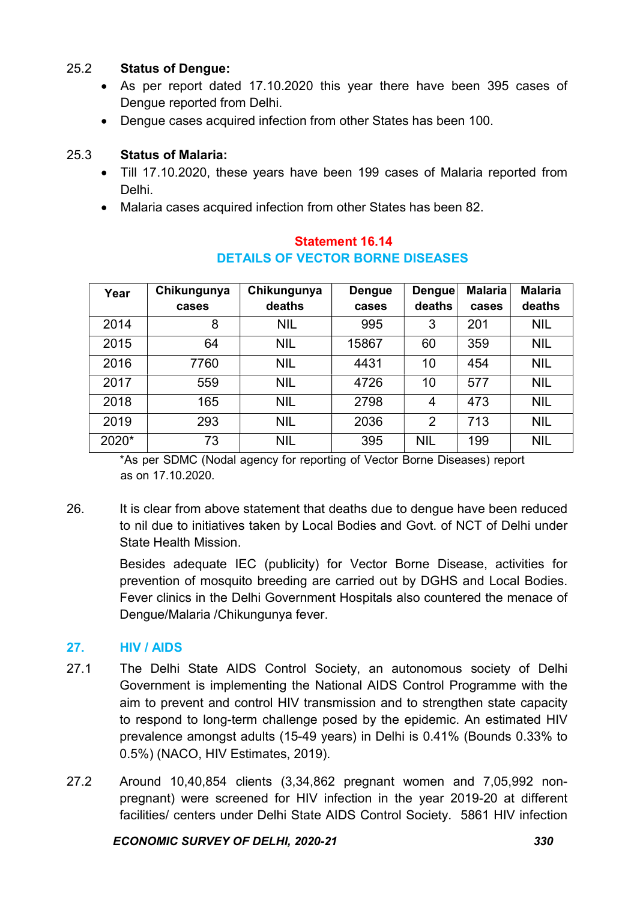25.2 **Status of Dengue:**

- As per report dated 17.10.2020 this year there have been 395 cases of Dengue reported from Delhi.
- Dengue cases acquired infection from other States has been 100.

25.3 **Status of Malaria:**

- Till 17.10.2020, these years have been 199 cases of Malaria reported from Delhi.
- Malaria cases acquired infection from other States has been 82.

**Statement 16.14**
**DETAILS OF VECTOR BORNE DISEASES**

| Year | Chikungunya cases | Chikungunya deaths | Dengue cases | Dengue deaths | Malaria cases | Malaria deaths |
|---|---|---|---|---|---|---|
| 2014 | 8 | NIL | 995 | 3 | 201 | NIL |
| 2015 | 64 | NIL | 15867 | 60 | 359 | NIL |
| 2016 | 7760 | NIL | 4431 | 10 | 454 | NIL |
| 2017 | 559 | NIL | 4726 | 10 | 577 | NIL |
| 2018 | 165 | NIL | 2798 | 4 | 473 | NIL |
| 2019 | 293 | NIL | 2036 | 2 | 713 | NIL |
| 2020* | 73 | NIL | 395 | NIL | 199 | NIL |

*As per SDMC (Nodal agency for reporting of Vector Borne Diseases) report as on 17.10.2020.

26. It is clear from above statement that deaths due to dengue have been reduced to nil due to initiatives taken by Local Bodies and Govt. of NCT of Delhi under State Health Mission.

Besides adequate IEC (publicity) for Vector Borne Disease, activities for prevention of mosquito breeding are carried out by DGHS and Local Bodies. Fever clinics in the Delhi Government Hospitals also countered the menace of Dengue/Malaria /Chikungunya fever.

## 27. HIV / AIDS

27.1 The Delhi State AIDS Control Society, an autonomous society of Delhi Government is implementing the National AIDS Control Programme with the aim to prevent and control HIV transmission and to strengthen state capacity to respond to long-term challenge posed by the epidemic. An estimated HIV prevalence amongst adults (15-49 years) in Delhi is 0.41% (Bounds 0.33% to 0.5%) (NACO, HIV Estimates, 2019).

27.2 Around 10,40,854 clients (3,34,862 pregnant women and 7,05,992 non-pregnant) were screened for HIV infection in the year 2019-20 at different facilities/ centers under Delhi State AIDS Control Society. 5861 HIV infection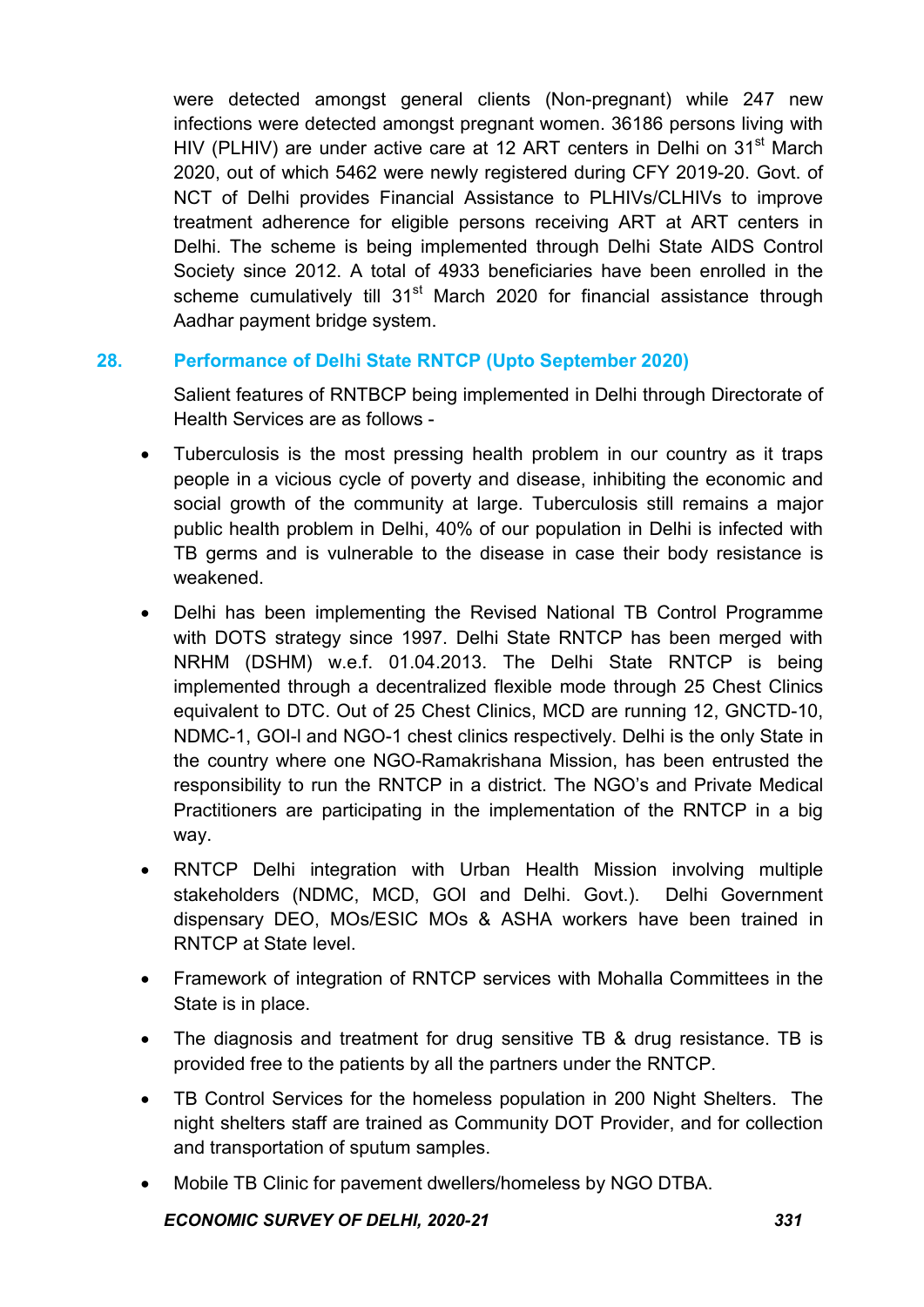were detected amongst general clients (Non-pregnant) while 247 new infections were detected amongst pregnant women. 36186 persons living with HIV (PLHIV) are under active care at 12 ART centers in Delhi on 31st March 2020, out of which 5462 were newly registered during CFY 2019-20. Govt. of NCT of Delhi provides Financial Assistance to PLHIVs/CLHIVs to improve treatment adherence for eligible persons receiving ART at ART centers in Delhi. The scheme is being implemented through Delhi State AIDS Control Society since 2012. A total of 4933 beneficiaries have been enrolled in the scheme cumulatively till 31st March 2020 for financial assistance through Aadhar payment bridge system.

## 28. Performance of Delhi State RNTCP (Upto September 2020)

Salient features of RNTBCP being implemented in Delhi through Directorate of Health Services are as follows -

- Tuberculosis is the most pressing health problem in our country as it traps people in a vicious cycle of poverty and disease, inhibiting the economic and social growth of the community at large. Tuberculosis still remains a major public health problem in Delhi, 40% of our population in Delhi is infected with TB germs and is vulnerable to the disease in case their body resistance is weakened.
- Delhi has been implementing the Revised National TB Control Programme with DOTS strategy since 1997. Delhi State RNTCP has been merged with NRHM (DSHM) w.e.f. 01.04.2013. The Delhi State RNTCP is being implemented through a decentralized flexible mode through 25 Chest Clinics equivalent to DTC. Out of 25 Chest Clinics, MCD are running 12, GNCTD-10, NDMC-1, GOI-l and NGO-1 chest clinics respectively. Delhi is the only State in the country where one NGO-Ramakrishana Mission, has been entrusted the responsibility to run the RNTCP in a district. The NGO's and Private Medical Practitioners are participating in the implementation of the RNTCP in a big way.
- RNTCP Delhi integration with Urban Health Mission involving multiple stakeholders (NDMC, MCD, GOI and Delhi. Govt.). Delhi Government dispensary DEO, MOs/ESIC MOs & ASHA workers have been trained in RNTCP at State level.
- Framework of integration of RNTCP services with Mohalla Committees in the State is in place.
- The diagnosis and treatment for drug sensitive TB & drug resistance. TB is provided free to the patients by all the partners under the RNTCP.
- TB Control Services for the homeless population in 200 Night Shelters. The night shelters staff are trained as Community DOT Provider, and for collection and transportation of sputum samples.
- Mobile TB Clinic for pavement dwellers/homeless by NGO DTBA.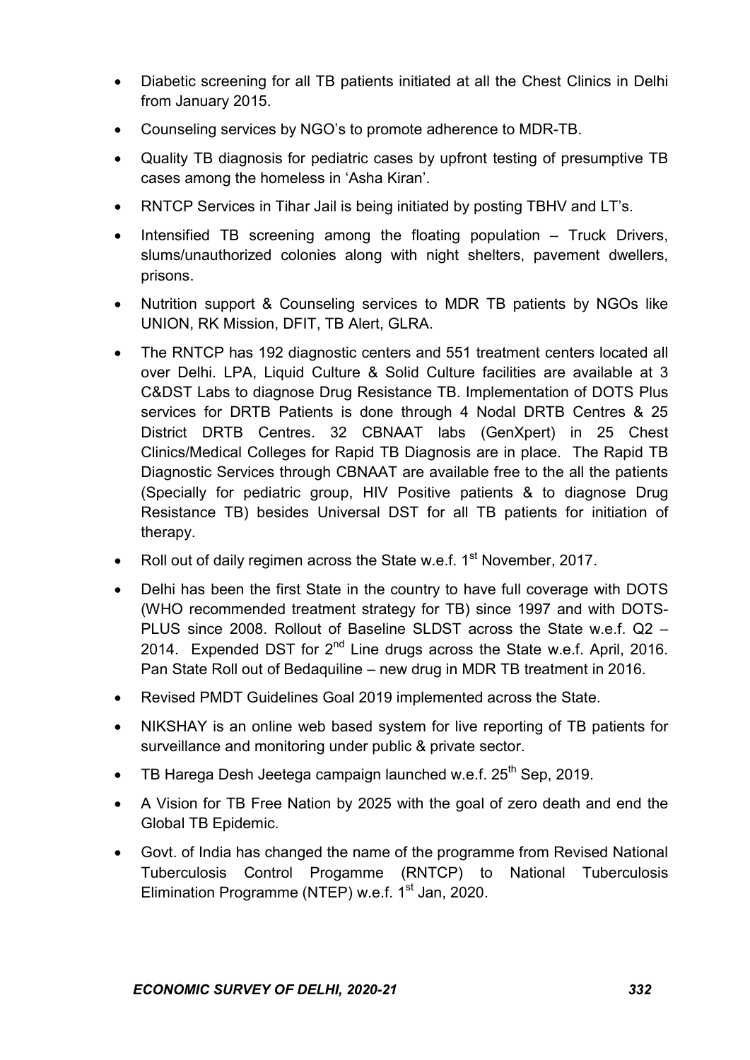- Diabetic screening for all TB patients initiated at all the Chest Clinics in Delhi from January 2015.
- Counseling services by NGO's to promote adherence to MDR-TB.
- Quality TB diagnosis for pediatric cases by upfront testing of presumptive TB cases among the homeless in 'Asha Kiran'.
- RNTCP Services in Tihar Jail is being initiated by posting TBHV and LT's.
- Intensified TB screening among the floating population – Truck Drivers, slums/unauthorized colonies along with night shelters, pavement dwellers, prisons.
- Nutrition support & Counseling services to MDR TB patients by NGOs like UNION, RK Mission, DFIT, TB Alert, GLRA.
- The RNTCP has 192 diagnostic centers and 551 treatment centers located all over Delhi. LPA, Liquid Culture & Solid Culture facilities are available at 3 C&DST Labs to diagnose Drug Resistance TB. Implementation of DOTS Plus services for DRTB Patients is done through 4 Nodal DRTB Centres & 25 District DRTB Centres. 32 CBNAAT labs (GenXpert) in 25 Chest Clinics/Medical Colleges for Rapid TB Diagnosis are in place. The Rapid TB Diagnostic Services through CBNAAT are available free to the all the patients (Specially for pediatric group, HIV Positive patients & to diagnose Drug Resistance TB) besides Universal DST for all TB patients for initiation of therapy.
- Roll out of daily regimen across the State w.e.f. 1st November, 2017.
- Delhi has been the first State in the country to have full coverage with DOTS (WHO recommended treatment strategy for TB) since 1997 and with DOTS-PLUS since 2008. Rollout of Baseline SLDST across the State w.e.f. Q2 – 2014. Expended DST for 2nd Line drugs across the State w.e.f. April, 2016. Pan State Roll out of Bedaquiline – new drug in MDR TB treatment in 2016.
- Revised PMDT Guidelines Goal 2019 implemented across the State.
- NIKSHAY is an online web based system for live reporting of TB patients for surveillance and monitoring under public & private sector.
- TB Harega Desh Jeetega campaign launched w.e.f. 25th Sep, 2019.
- A Vision for TB Free Nation by 2025 with the goal of zero death and end the Global TB Epidemic.
- Govt. of India has changed the name of the programme from Revised National Tuberculosis Control Progamme (RNTCP) to National Tuberculosis Elimination Programme (NTEP) w.e.f. 1st Jan, 2020.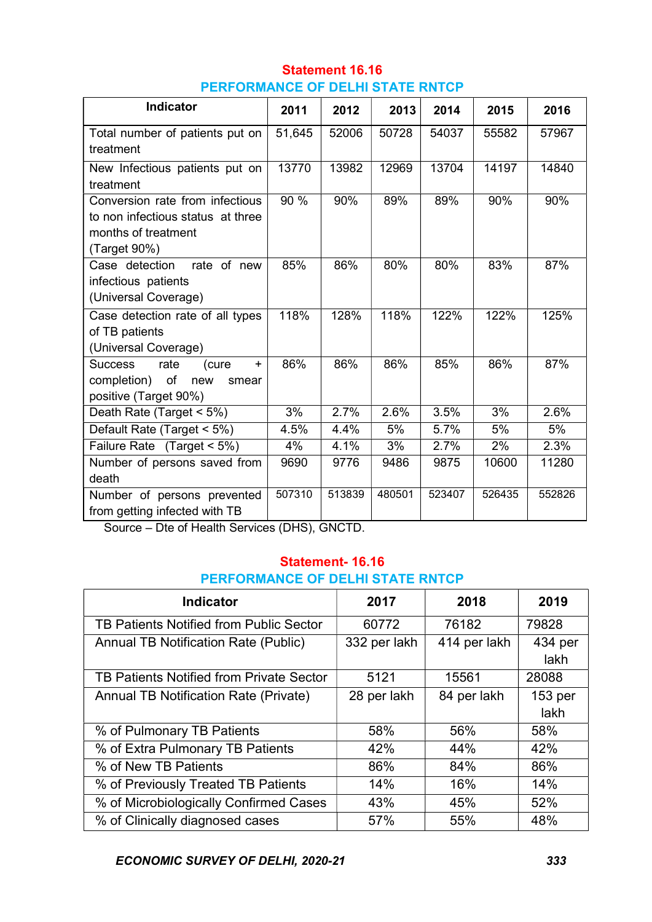## Statement 16.16

### PERFORMANCE OF DELHI STATE RNTCP

| Indicator | 2011 | 2012 | 2013 | 2014 | 2015 | 2016 |
|---|---|---|---|---|---|---|
| Total number of patients put on treatment | 51,645 | 52006 | 50728 | 54037 | 55582 | 57967 |
| New Infectious patients put on treatment | 13770 | 13982 | 12969 | 13704 | 14197 | 14840 |
| Conversion rate from infectious to non infectious status at three months of treatment (Target 90%) | 90 % | 90% | 89% | 89% | 90% | 90% |
| Case detection rate of new infectious patients (Universal Coverage) | 85% | 86% | 80% | 80% | 83% | 87% |
| Case detection rate of all types of TB patients (Universal Coverage) | 118% | 128% | 118% | 122% | 122% | 125% |
| Success rate (cure + completion) of new smear positive (Target 90%) | 86% | 86% | 86% | 85% | 86% | 87% |
| Death Rate (Target < 5%) | 3% | 2.7% | 2.6% | 3.5% | 3% | 2.6% |
| Default Rate (Target < 5%) | 4.5% | 4.4% | 5% | 5.7% | 5% | 5% |
| Failure Rate (Target < 5%) | 4% | 4.1% | 3% | 2.7% | 2% | 2.3% |
| Number of persons saved from death | 9690 | 9776 | 9486 | 9875 | 10600 | 11280 |
| Number of persons prevented from getting infected with TB | 507310 | 513839 | 480501 | 523407 | 526435 | 552826 |

Source – Dte of Health Services (DHS), GNCTD.

## Statement- 16.16

### PERFORMANCE OF DELHI STATE RNTCP

| Indicator | 2017 | 2018 | 2019 |
|---|---|---|---|
| TB Patients Notified from Public Sector | 60772 | 76182 | 79828 |
| Annual TB Notification Rate (Public) | 332 per lakh | 414 per lakh | 434 per lakh |
| TB Patients Notified from Private Sector | 5121 | 15561 | 28088 |
| Annual TB Notification Rate (Private) | 28 per lakh | 84 per lakh | 153 per lakh |
| % of Pulmonary TB Patients | 58% | 56% | 58% |
| % of Extra Pulmonary TB Patients | 42% | 44% | 42% |
| % of New TB Patients | 86% | 84% | 86% |
| % of Previously Treated TB Patients | 14% | 16% | 14% |
| % of Microbiologically Confirmed Cases | 43% | 45% | 52% |
| % of Clinically diagnosed cases | 57% | 55% | 48% |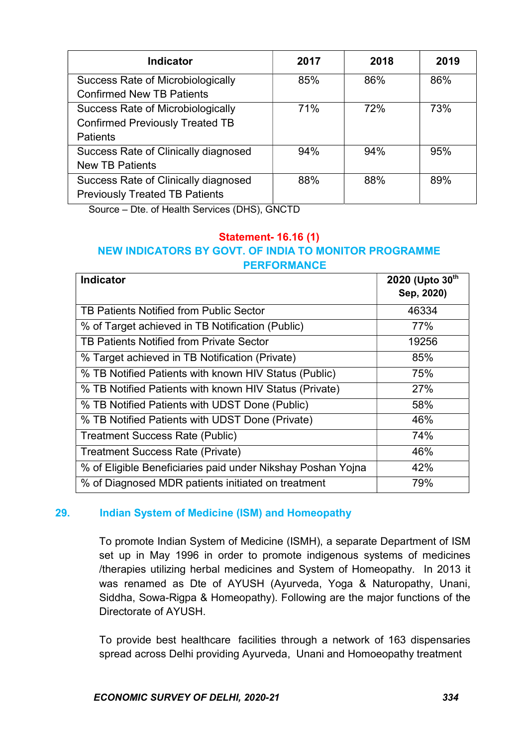| Indicator | 2017 | 2018 | 2019 |
|---|---|---|---|
| Success Rate of Microbiologically Confirmed New TB Patients | 85% | 86% | 86% |
| Success Rate of Microbiologically Confirmed Previously Treated TB Patients | 71% | 72% | 73% |
| Success Rate of Clinically diagnosed New TB Patients | 94% | 94% | 95% |
| Success Rate of Clinically diagnosed Previously Treated TB Patients | 88% | 88% | 89% |

Source – Dte. of Health Services (DHS), GNCTD

**Statement- 16.16 (1)**

**NEW INDICATORS BY GOVT. OF INDIA TO MONITOR PROGRAMME PERFORMANCE**

| Indicator | 2020 (Upto 30th Sep, 2020) |
|---|---|
| TB Patients Notified from Public Sector | 46334 |
| % of Target achieved in TB Notification (Public) | 77% |
| TB Patients Notified from Private Sector | 19256 |
| % Target achieved in TB Notification (Private) | 85% |
| % TB Notified Patients with known HIV Status (Public) | 75% |
| % TB Notified Patients with known HIV Status (Private) | 27% |
| % TB Notified Patients with UDST Done (Public) | 58% |
| % TB Notified Patients with UDST Done (Private) | 46% |
| Treatment Success Rate (Public) | 74% |
| Treatment Success Rate (Private) | 46% |
| % of Eligible Beneficiaries paid under Nikshay Poshan Yojna | 42% |
| % of Diagnosed MDR patients initiated on treatment | 79% |

## 29. Indian System of Medicine (ISM) and Homeopathy

To promote Indian System of Medicine (ISMH), a separate Department of ISM set up in May 1996 in order to promote indigenous systems of medicines /therapies utilizing herbal medicines and System of Homeopathy. In 2013 it was renamed as Dte of AYUSH (Ayurveda, Yoga & Naturopathy, Unani, Siddha, Sowa-Rigpa & Homeopathy). Following are the major functions of the Directorate of AYUSH.

To provide best healthcare facilities through a network of 163 dispensaries spread across Delhi providing Ayurveda, Unani and Homoeopathy treatment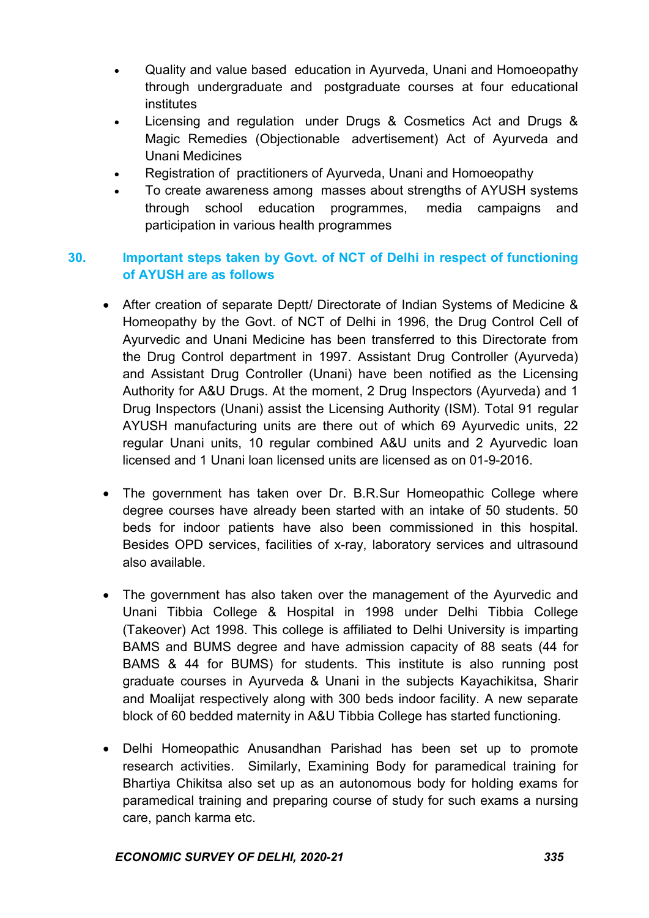- Quality and value based education in Ayurveda, Unani and Homoeopathy through undergraduate and postgraduate courses at four educational institutes
- Licensing and regulation under Drugs & Cosmetics Act and Drugs & Magic Remedies (Objectionable advertisement) Act of Ayurveda and Unani Medicines
- Registration of practitioners of Ayurveda, Unani and Homoeopathy
- To create awareness among masses about strengths of AYUSH systems through school education programmes, media campaigns and participation in various health programmes

## 30. Important steps taken by Govt. of NCT of Delhi in respect of functioning of AYUSH are as follows

- After creation of separate Deptt/ Directorate of Indian Systems of Medicine & Homeopathy by the Govt. of NCT of Delhi in 1996, the Drug Control Cell of Ayurvedic and Unani Medicine has been transferred to this Directorate from the Drug Control department in 1997. Assistant Drug Controller (Ayurveda) and Assistant Drug Controller (Unani) have been notified as the Licensing Authority for A&U Drugs. At the moment, 2 Drug Inspectors (Ayurveda) and 1 Drug Inspectors (Unani) assist the Licensing Authority (ISM). Total 91 regular AYUSH manufacturing units are there out of which 69 Ayurvedic units, 22 regular Unani units, 10 regular combined A&U units and 2 Ayurvedic loan licensed and 1 Unani loan licensed units are licensed as on 01-9-2016.

- The government has taken over Dr. B.R.Sur Homeopathic College where degree courses have already been started with an intake of 50 students. 50 beds for indoor patients have also been commissioned in this hospital. Besides OPD services, facilities of x-ray, laboratory services and ultrasound also available.

- The government has also taken over the management of the Ayurvedic and Unani Tibbia College & Hospital in 1998 under Delhi Tibbia College (Takeover) Act 1998. This college is affiliated to Delhi University is imparting BAMS and BUMS degree and have admission capacity of 88 seats (44 for BAMS & 44 for BUMS) for students. This institute is also running post graduate courses in Ayurveda & Unani in the subjects Kayachikitsa, Sharir and Moalijat respectively along with 300 beds indoor facility. A new separate block of 60 bedded maternity in A&U Tibbia College has started functioning.

- Delhi Homeopathic Anusandhan Parishad has been set up to promote research activities. Similarly, Examining Body for paramedical training for Bhartiya Chikitsa also set up as an autonomous body for holding exams for paramedical training and preparing course of study for such exams a nursing care, panch karma etc.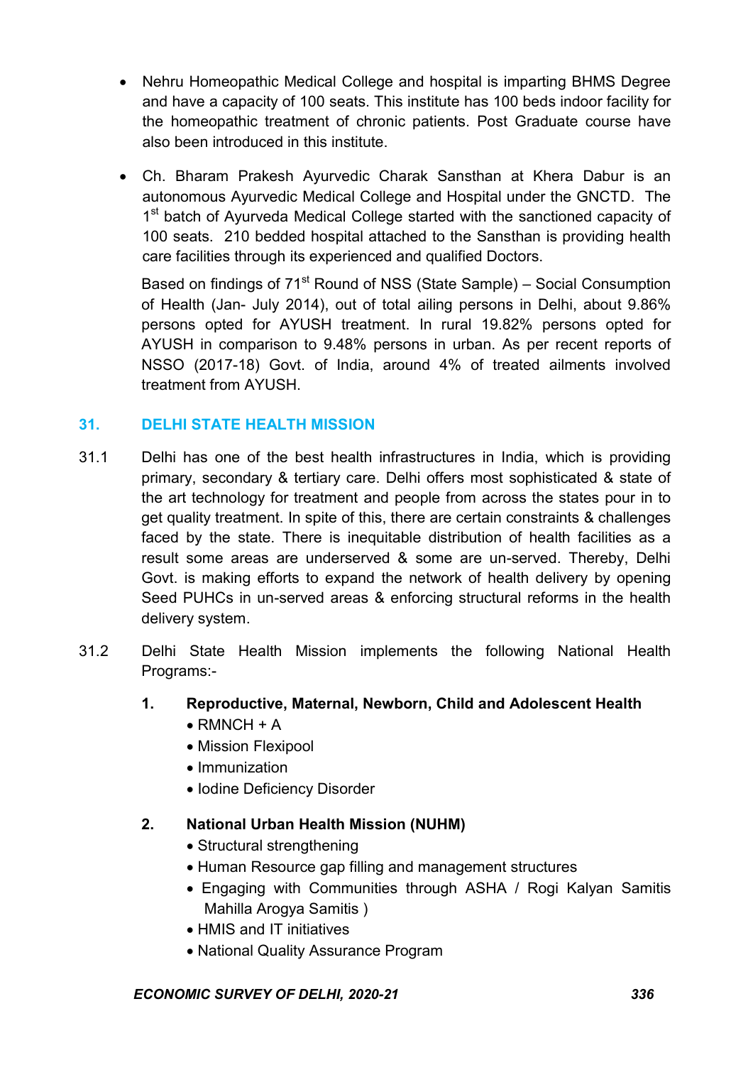- Nehru Homeopathic Medical College and hospital is imparting BHMS Degree and have a capacity of 100 seats. This institute has 100 beds indoor facility for the homeopathic treatment of chronic patients. Post Graduate course have also been introduced in this institute.

- Ch. Bharam Prakesh Ayurvedic Charak Sansthan at Khera Dabur is an autonomous Ayurvedic Medical College and Hospital under the GNCTD. The 1st batch of Ayurveda Medical College started with the sanctioned capacity of 100 seats. 210 bedded hospital attached to the Sansthan is providing health care facilities through its experienced and qualified Doctors.

  Based on findings of 71st Round of NSS (State Sample) – Social Consumption of Health (Jan- July 2014), out of total ailing persons in Delhi, about 9.86% persons opted for AYUSH treatment. In rural 19.82% persons opted for AYUSH in comparison to 9.48% persons in urban. As per recent reports of NSSO (2017-18) Govt. of India, around 4% of treated ailments involved treatment from AYUSH.

## 31. DELHI STATE HEALTH MISSION

31.1 Delhi has one of the best health infrastructures in India, which is providing primary, secondary & tertiary care. Delhi offers most sophisticated & state of the art technology for treatment and people from across the states pour in to get quality treatment. In spite of this, there are certain constraints & challenges faced by the state. There is inequitable distribution of health facilities as a result some areas are underserved & some are un-served. Thereby, Delhi Govt. is making efforts to expand the network of health delivery by opening Seed PUHCs in un-served areas & enforcing structural reforms in the health delivery system.

31.2 Delhi State Health Mission implements the following National Health Programs:-

**1. Reproductive, Maternal, Newborn, Child and Adolescent Health**

- RMNCH + A
- Mission Flexipool
- Immunization
- Iodine Deficiency Disorder

**2. National Urban Health Mission (NUHM)**

- Structural strengthening
- Human Resource gap filling and management structures
- Engaging with Communities through ASHA / Rogi Kalyan Samitis Mahilla Arogya Samitis )
- HMIS and IT initiatives
- National Quality Assurance Program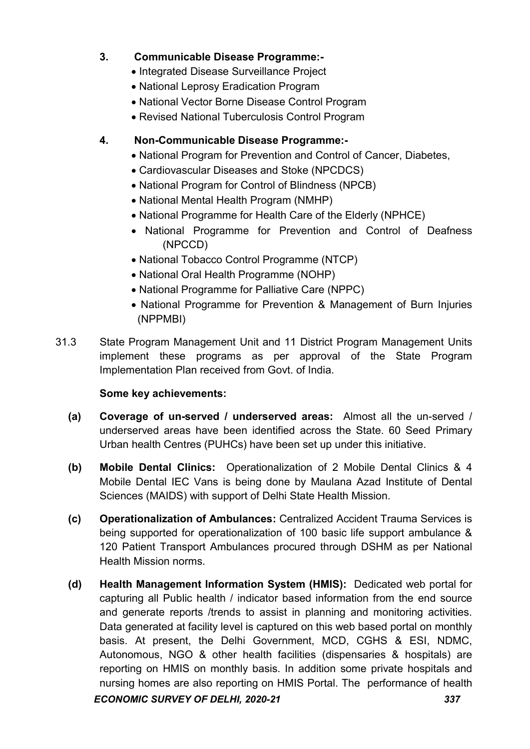**3. Communicable Disease Programme:-**

- Integrated Disease Surveillance Project
- National Leprosy Eradication Program
- National Vector Borne Disease Control Program
- Revised National Tuberculosis Control Program

**4. Non-Communicable Disease Programme:-**

- National Program for Prevention and Control of Cancer, Diabetes,
- Cardiovascular Diseases and Stoke (NPCDCS)
- National Program for Control of Blindness (NPCB)
- National Mental Health Program (NMHP)
- National Programme for Health Care of the Elderly (NPHCE)
- National Programme for Prevention and Control of Deafness (NPCCD)
- National Tobacco Control Programme (NTCP)
- National Oral Health Programme (NOHP)
- National Programme for Palliative Care (NPPC)
- National Programme for Prevention & Management of Burn Injuries (NPPMBI)

31.3 State Program Management Unit and 11 District Program Management Units implement these programs as per approval of the State Program Implementation Plan received from Govt. of India.

**Some key achievements:**

**(a) Coverage of un-served / underserved areas:** Almost all the un-served / underserved areas have been identified across the State. 60 Seed Primary Urban health Centres (PUHCs) have been set up under this initiative.

**(b) Mobile Dental Clinics:** Operationalization of 2 Mobile Dental Clinics & 4 Mobile Dental IEC Vans is being done by Maulana Azad Institute of Dental Sciences (MAIDS) with support of Delhi State Health Mission.

**(c) Operationalization of Ambulances:** Centralized Accident Trauma Services is being supported for operationalization of 100 basic life support ambulance & 120 Patient Transport Ambulances procured through DSHM as per National Health Mission norms.

**(d) Health Management Information System (HMIS):** Dedicated web portal for capturing all Public health / indicator based information from the end source and generate reports /trends to assist in planning and monitoring activities. Data generated at facility level is captured on this web based portal on monthly basis. At present, the Delhi Government, MCD, CGHS & ESI, NDMC, Autonomous, NGO & other health facilities (dispensaries & hospitals) are reporting on HMIS on monthly basis. In addition some private hospitals and nursing homes are also reporting on HMIS Portal. The performance of health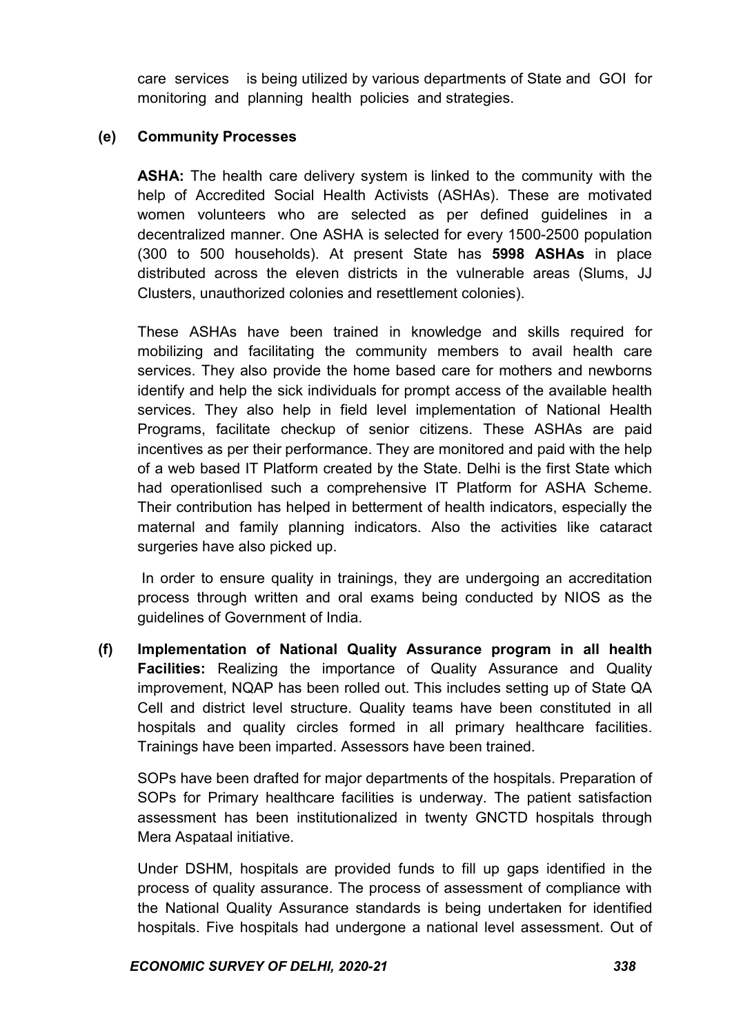care services is being utilized by various departments of State and GOI for monitoring and planning health policies and strategies.

**(e) Community Processes**

**ASHA:** The health care delivery system is linked to the community with the help of Accredited Social Health Activists (ASHAs). These are motivated women volunteers who are selected as per defined guidelines in a decentralized manner. One ASHA is selected for every 1500-2500 population (300 to 500 households). At present State has **5998 ASHAs** in place distributed across the eleven districts in the vulnerable areas (Slums, JJ Clusters, unauthorized colonies and resettlement colonies).

These ASHAs have been trained in knowledge and skills required for mobilizing and facilitating the community members to avail health care services. They also provide the home based care for mothers and newborns identify and help the sick individuals for prompt access of the available health services. They also help in field level implementation of National Health Programs, facilitate checkup of senior citizens. These ASHAs are paid incentives as per their performance. They are monitored and paid with the help of a web based IT Platform created by the State. Delhi is the first State which had operationlised such a comprehensive IT Platform for ASHA Scheme. Their contribution has helped in betterment of health indicators, especially the maternal and family planning indicators. Also the activities like cataract surgeries have also picked up.

In order to ensure quality in trainings, they are undergoing an accreditation process through written and oral exams being conducted by NIOS as the guidelines of Government of India.

**(f) Implementation of National Quality Assurance program in all health Facilities:** Realizing the importance of Quality Assurance and Quality improvement, NQAP has been rolled out. This includes setting up of State QA Cell and district level structure. Quality teams have been constituted in all hospitals and quality circles formed in all primary healthcare facilities. Trainings have been imparted. Assessors have been trained.

SOPs have been drafted for major departments of the hospitals. Preparation of SOPs for Primary healthcare facilities is underway. The patient satisfaction assessment has been institutionalized in twenty GNCTD hospitals through Mera Aspataal initiative.

Under DSHM, hospitals are provided funds to fill up gaps identified in the process of quality assurance. The process of assessment of compliance with the National Quality Assurance standards is being undertaken for identified hospitals. Five hospitals had undergone a national level assessment. Out of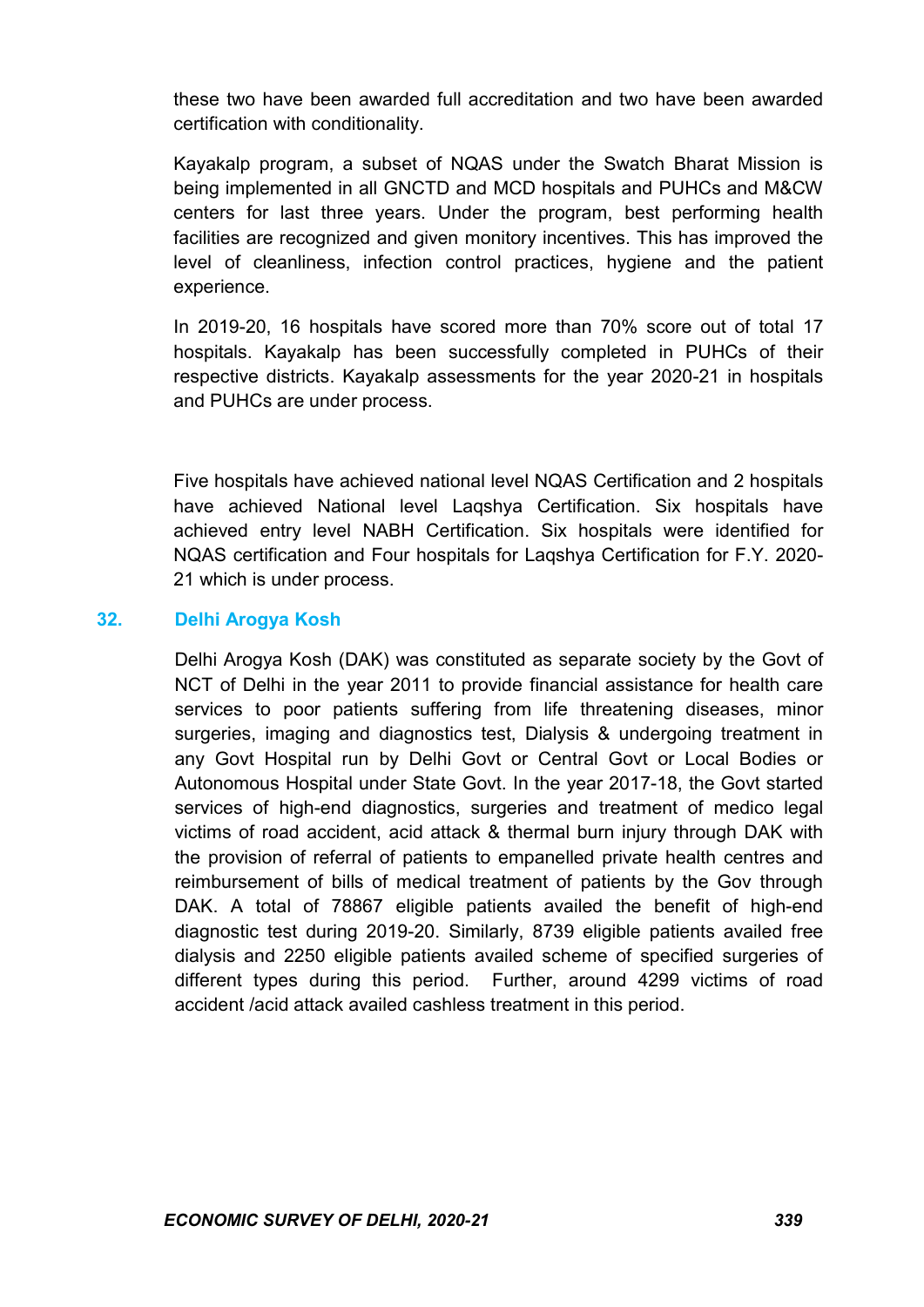these two have been awarded full accreditation and two have been awarded certification with conditionality.

Kayakalp program, a subset of NQAS under the Swatch Bharat Mission is being implemented in all GNCTD and MCD hospitals and PUHCs and M&CW centers for last three years. Under the program, best performing health facilities are recognized and given monitory incentives. This has improved the level of cleanliness, infection control practices, hygiene and the patient experience.

In 2019-20, 16 hospitals have scored more than 70% score out of total 17 hospitals. Kayakalp has been successfully completed in PUHCs of their respective districts. Kayakalp assessments for the year 2020-21 in hospitals and PUHCs are under process.

Five hospitals have achieved national level NQAS Certification and 2 hospitals have achieved National level Laqshya Certification. Six hospitals have achieved entry level NABH Certification. Six hospitals were identified for NQAS certification and Four hospitals for Laqshya Certification for F.Y. 2020-21 which is under process.

## 32. Delhi Arogya Kosh

Delhi Arogya Kosh (DAK) was constituted as separate society by the Govt of NCT of Delhi in the year 2011 to provide financial assistance for health care services to poor patients suffering from life threatening diseases, minor surgeries, imaging and diagnostics test, Dialysis & undergoing treatment in any Govt Hospital run by Delhi Govt or Central Govt or Local Bodies or Autonomous Hospital under State Govt. In the year 2017-18, the Govt started services of high-end diagnostics, surgeries and treatment of medico legal victims of road accident, acid attack & thermal burn injury through DAK with the provision of referral of patients to empanelled private health centres and reimbursement of bills of medical treatment of patients by the Gov through DAK. A total of 78867 eligible patients availed the benefit of high-end diagnostic test during 2019-20. Similarly, 8739 eligible patients availed free dialysis and 2250 eligible patients availed scheme of specified surgeries of different types during this period. Further, around 4299 victims of road accident /acid attack availed cashless treatment in this period.